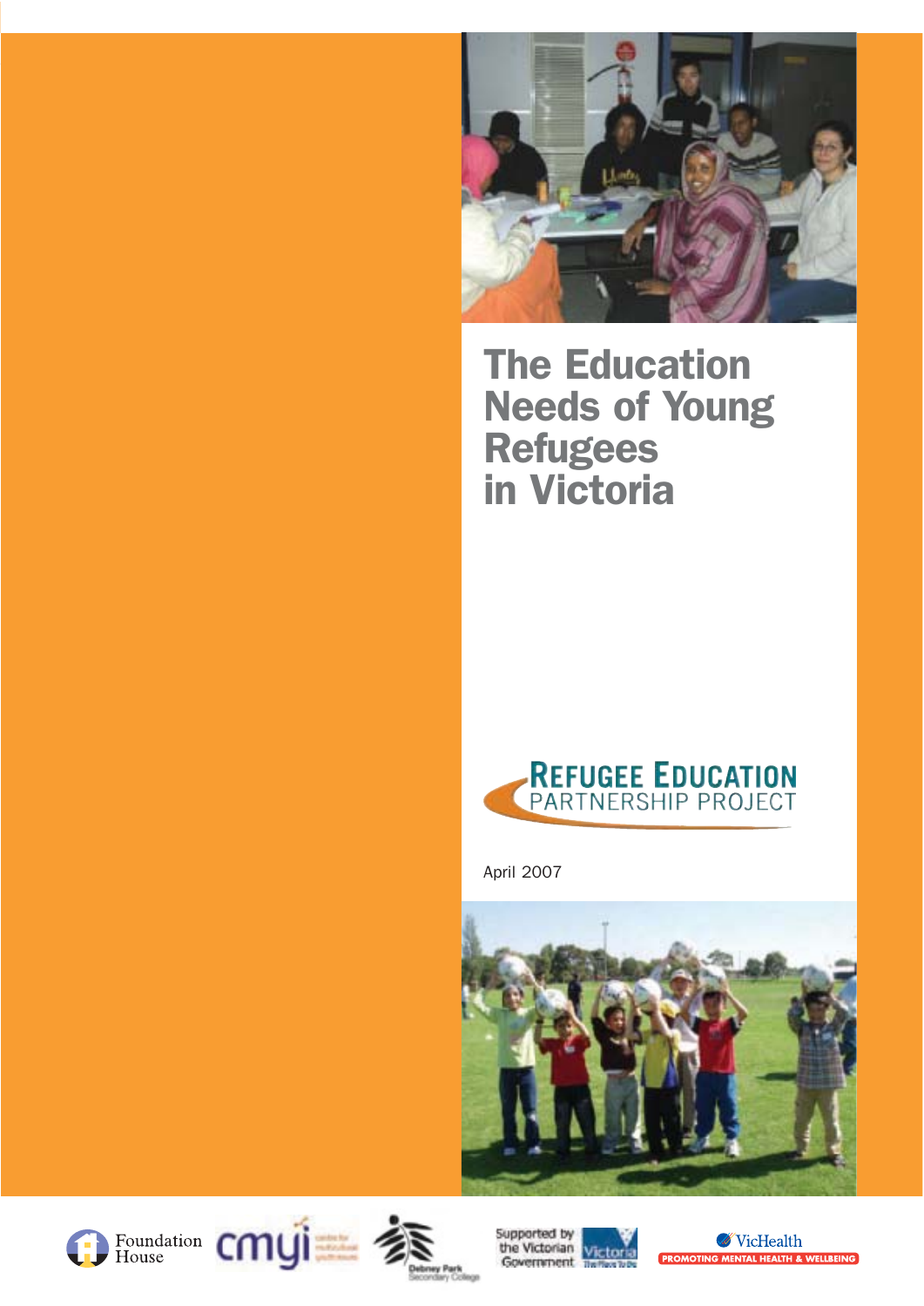# The Education Needs of Young Refugees in Victoria

REFUGEE EDUCATION PARTNERSHIP PROJECT

April 2007

Foundation House

cmyi centre for multicultural youth issues

Debney Park Secondary College

Supported by the Victorian Government

VicHealth PROMOTING MENTAL HEALTH & WELLBEING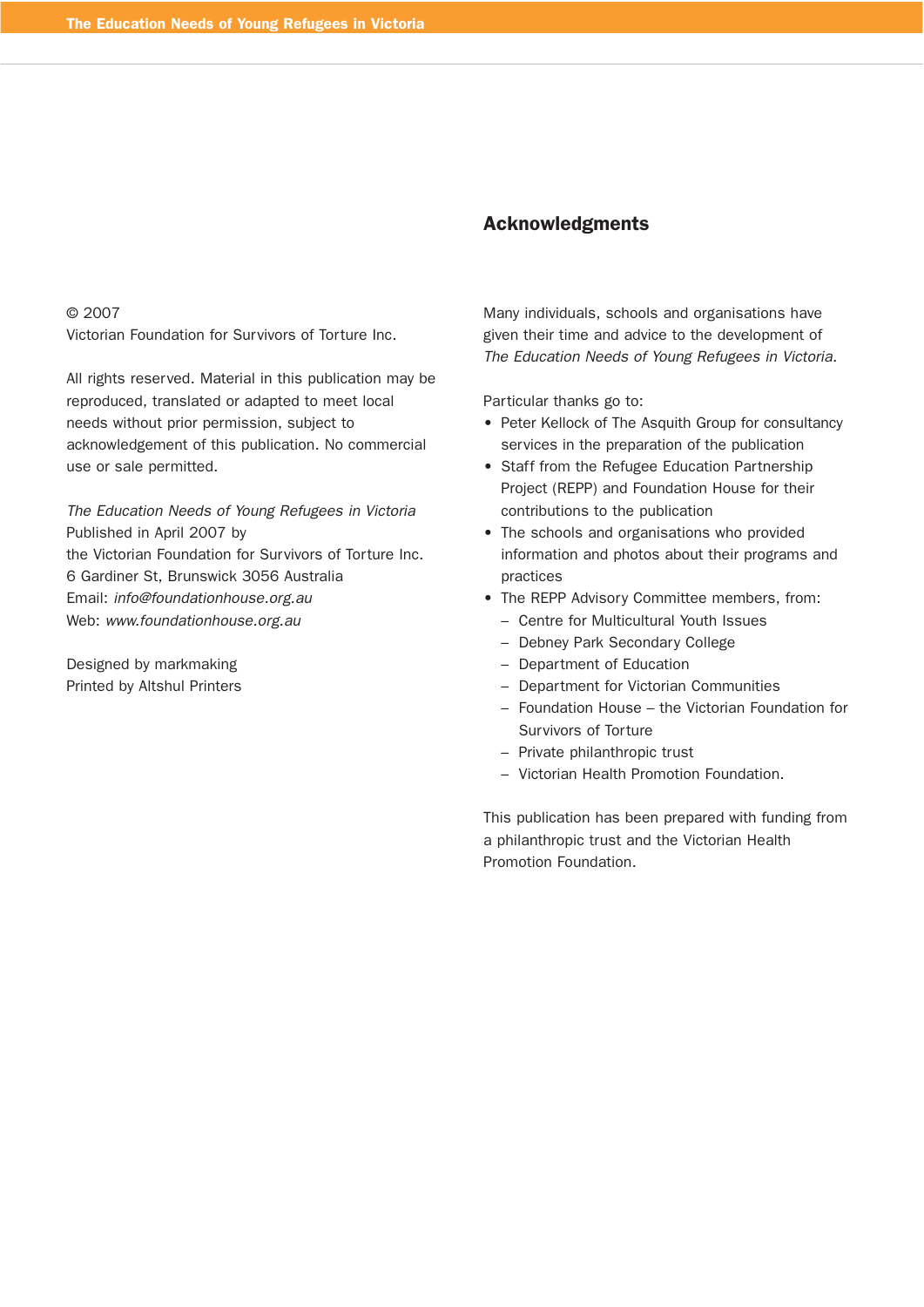© 2007
Victorian Foundation for Survivors of Torture Inc.

All rights reserved. Material in this publication may be reproduced, translated or adapted to meet local needs without prior permission, subject to acknowledgement of this publication. No commercial use or sale permitted.

*The Education Needs of Young Refugees in Victoria*
Published in April 2007 by
the Victorian Foundation for Survivors of Torture Inc.
6 Gardiner St, Brunswick 3056 Australia
Email: *info@foundationhouse.org.au*
Web: *www.foundationhouse.org.au*

Designed by markmaking
Printed by Altshul Printers

## Acknowledgments

Many individuals, schools and organisations have given their time and advice to the development of *The Education Needs of Young Refugees in Victoria.*

Particular thanks go to:

- Peter Kellock of The Asquith Group for consultancy services in the preparation of the publication
- Staff from the Refugee Education Partnership Project (REPP) and Foundation House for their contributions to the publication
- The schools and organisations who provided information and photos about their programs and practices
- The REPP Advisory Committee members, from:
  - Centre for Multicultural Youth Issues
  - Debney Park Secondary College
  - Department of Education
  - Department for Victorian Communities
  - Foundation House – the Victorian Foundation for Survivors of Torture
  - Private philanthropic trust
  - Victorian Health Promotion Foundation.

This publication has been prepared with funding from a philanthropic trust and the Victorian Health Promotion Foundation.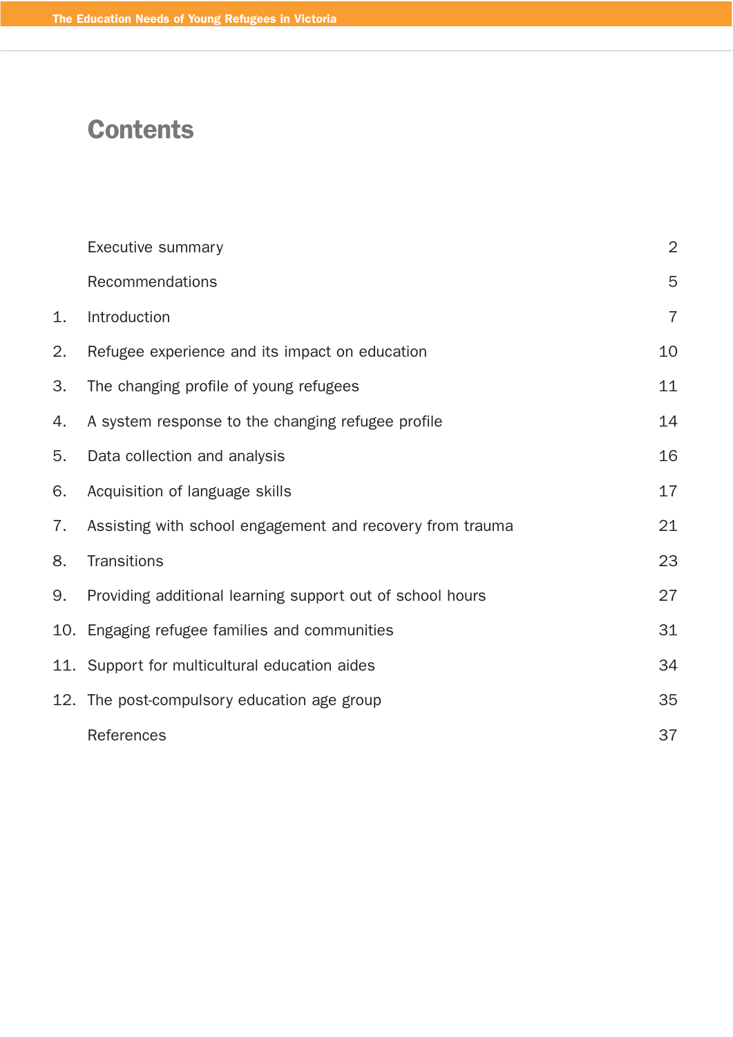# Contents

| | | |
|---|---|---|
| | Executive summary | 2 |
| | Recommendations | 5 |
| 1. | Introduction | 7 |
| 2. | Refugee experience and its impact on education | 10 |
| 3. | The changing profile of young refugees | 11 |
| 4. | A system response to the changing refugee profile | 14 |
| 5. | Data collection and analysis | 16 |
| 6. | Acquisition of language skills | 17 |
| 7. | Assisting with school engagement and recovery from trauma | 21 |
| 8. | Transitions | 23 |
| 9. | Providing additional learning support out of school hours | 27 |
| 10. | Engaging refugee families and communities | 31 |
| 11. | Support for multicultural education aides | 34 |
| 12. | The post-compulsory education age group | 35 |
| | References | 37 |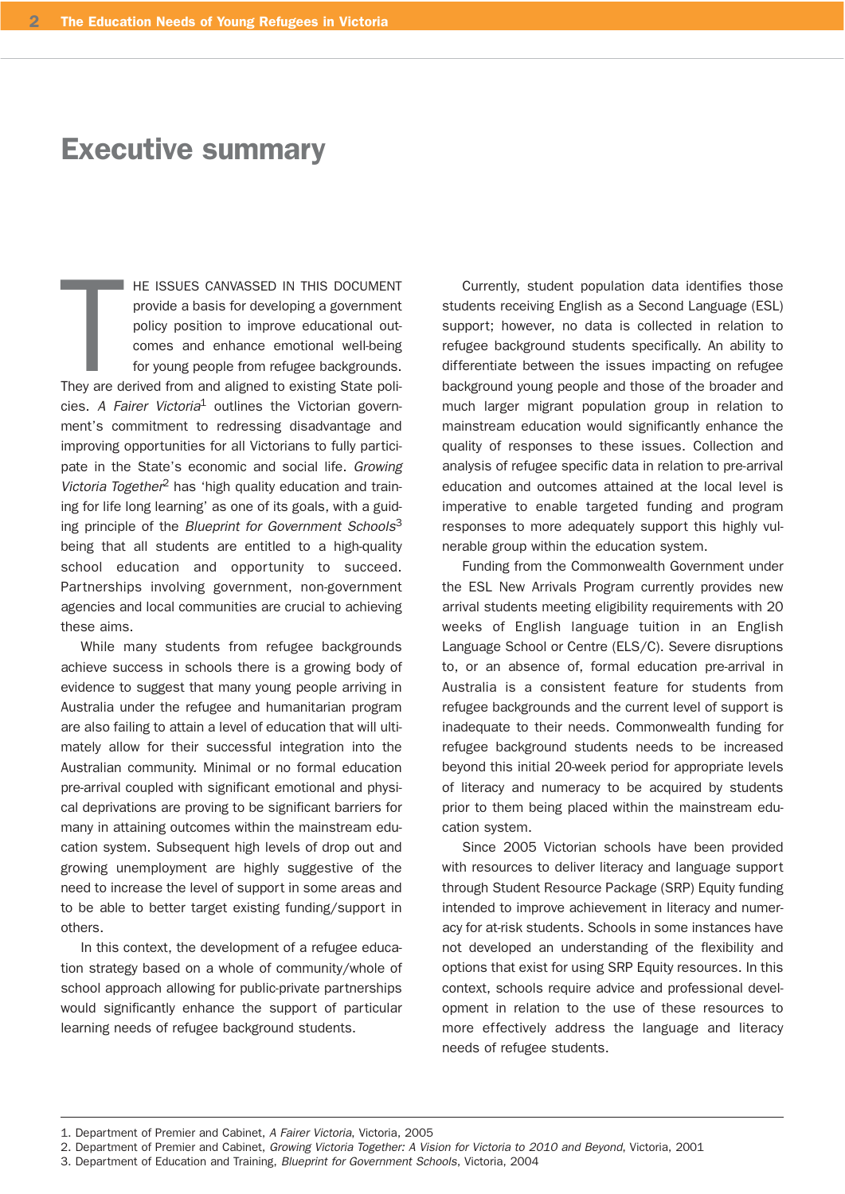# Executive summary

THE ISSUES CANVASSED IN THIS DOCUMENT provide a basis for developing a government policy position to improve educational outcomes and enhance emotional well-being for young people from refugee backgrounds. They are derived from and aligned to existing State policies. *A Fairer Victoria*[1] outlines the Victorian government's commitment to redressing disadvantage and improving opportunities for all Victorians to fully participate in the State's economic and social life. *Growing Victoria Together*[2] has 'high quality education and training for life long learning' as one of its goals, with a guiding principle of the *Blueprint for Government Schools*[3] being that all students are entitled to a high-quality school education and opportunity to succeed. Partnerships involving government, non-government agencies and local communities are crucial to achieving these aims.

While many students from refugee backgrounds achieve success in schools there is a growing body of evidence to suggest that many young people arriving in Australia under the refugee and humanitarian program are also failing to attain a level of education that will ultimately allow for their successful integration into the Australian community. Minimal or no formal education pre-arrival coupled with significant emotional and physical deprivations are proving to be significant barriers for many in attaining outcomes within the mainstream education system. Subsequent high levels of drop out and growing unemployment are highly suggestive of the need to increase the level of support in some areas and to be able to better target existing funding/support in others.

In this context, the development of a refugee education strategy based on a whole of community/whole of school approach allowing for public-private partnerships would significantly enhance the support of particular learning needs of refugee background students.

Currently, student population data identifies those students receiving English as a Second Language (ESL) support; however, no data is collected in relation to refugee background students specifically. An ability to differentiate between the issues impacting on refugee background young people and those of the broader and much larger migrant population group in relation to mainstream education would significantly enhance the quality of responses to these issues. Collection and analysis of refugee specific data in relation to pre-arrival education and outcomes attained at the local level is imperative to enable targeted funding and program responses to more adequately support this highly vulnerable group within the education system.

Funding from the Commonwealth Government under the ESL New Arrivals Program currently provides new arrival students meeting eligibility requirements with 20 weeks of English language tuition in an English Language School or Centre (ELS/C). Severe disruptions to, or an absence of, formal education pre-arrival in Australia is a consistent feature for students from refugee backgrounds and the current level of support is inadequate to their needs. Commonwealth funding for refugee background students needs to be increased beyond this initial 20-week period for appropriate levels of literacy and numeracy to be acquired by students prior to them being placed within the mainstream education system.

Since 2005 Victorian schools have been provided with resources to deliver literacy and language support through Student Resource Package (SRP) Equity funding intended to improve achievement in literacy and numeracy for at-risk students. Schools in some instances have not developed an understanding of the flexibility and options that exist for using SRP Equity resources. In this context, schools require advice and professional development in relation to the use of these resources to more effectively address the language and literacy needs of refugee students.

---

1. Department of Premier and Cabinet, *A Fairer Victoria*, Victoria, 2005
2. Department of Premier and Cabinet, *Growing Victoria Together: A Vision for Victoria to 2010 and Beyond*, Victoria, 2001
3. Department of Education and Training, *Blueprint for Government Schools*, Victoria, 2004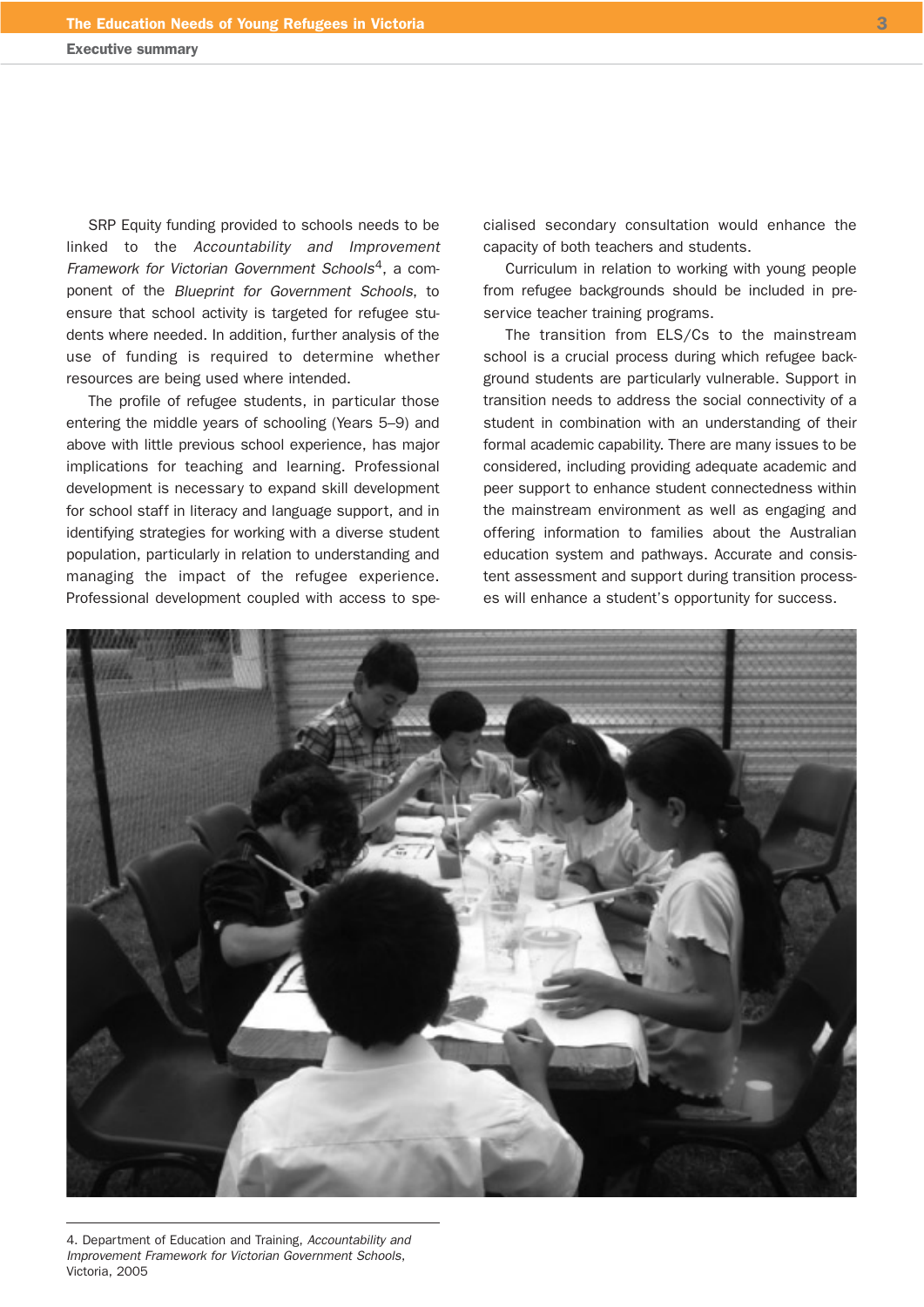SRP Equity funding provided to schools needs to be linked to the *Accountability and Improvement Framework for Victorian Government Schools*[4], a component of the *Blueprint for Government Schools*, to ensure that school activity is targeted for refugee students where needed. In addition, further analysis of the use of funding is required to determine whether resources are being used where intended.

The profile of refugee students, in particular those entering the middle years of schooling (Years 5–9) and above with little previous school experience, has major implications for teaching and learning. Professional development is necessary to expand skill development for school staff in literacy and language support, and in identifying strategies for working with a diverse student population, particularly in relation to understanding and managing the impact of the refugee experience. Professional development coupled with access to specialised secondary consultation would enhance the capacity of both teachers and students.

Curriculum in relation to working with young people from refugee backgrounds should be included in pre-service teacher training programs.

The transition from ELS/Cs to the mainstream school is a crucial process during which refugee background students are particularly vulnerable. Support in transition needs to address the social connectivity of a student in combination with an understanding of their formal academic capability. There are many issues to be considered, including providing adequate academic and peer support to enhance student connectedness within the mainstream environment as well as engaging and offering information to families about the Australian education system and pathways. Accurate and consistent assessment and support during transition processes will enhance a student's opportunity for success.

4. Department of Education and Training, *Accountability and Improvement Framework for Victorian Government Schools*, Victoria, 2005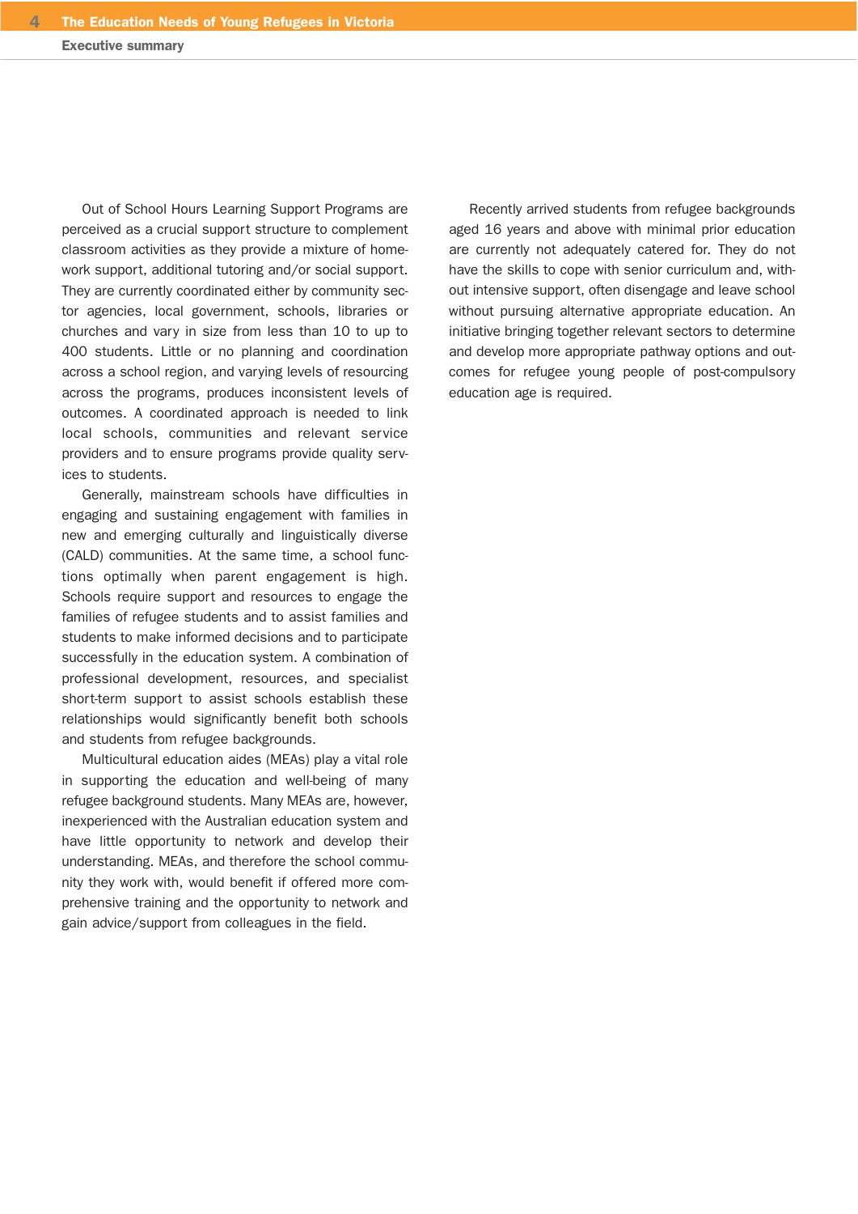Out of School Hours Learning Support Programs are perceived as a crucial support structure to complement classroom activities as they provide a mixture of homework support, additional tutoring and/or social support. They are currently coordinated either by community sector agencies, local government, schools, libraries or churches and vary in size from less than 10 to up to 400 students. Little or no planning and coordination across a school region, and varying levels of resourcing across the programs, produces inconsistent levels of outcomes. A coordinated approach is needed to link local schools, communities and relevant service providers and to ensure programs provide quality services to students.

Generally, mainstream schools have difficulties in engaging and sustaining engagement with families in new and emerging culturally and linguistically diverse (CALD) communities. At the same time, a school functions optimally when parent engagement is high. Schools require support and resources to engage the families of refugee students and to assist families and students to make informed decisions and to participate successfully in the education system. A combination of professional development, resources, and specialist short-term support to assist schools establish these relationships would significantly benefit both schools and students from refugee backgrounds.

Multicultural education aides (MEAs) play a vital role in supporting the education and well-being of many refugee background students. Many MEAs are, however, inexperienced with the Australian education system and have little opportunity to network and develop their understanding. MEAs, and therefore the school community they work with, would benefit if offered more comprehensive training and the opportunity to network and gain advice/support from colleagues in the field.

Recently arrived students from refugee backgrounds aged 16 years and above with minimal prior education are currently not adequately catered for. They do not have the skills to cope with senior curriculum and, without intensive support, often disengage and leave school without pursuing alternative appropriate education. An initiative bringing together relevant sectors to determine and develop more appropriate pathway options and outcomes for refugee young people of post-compulsory education age is required.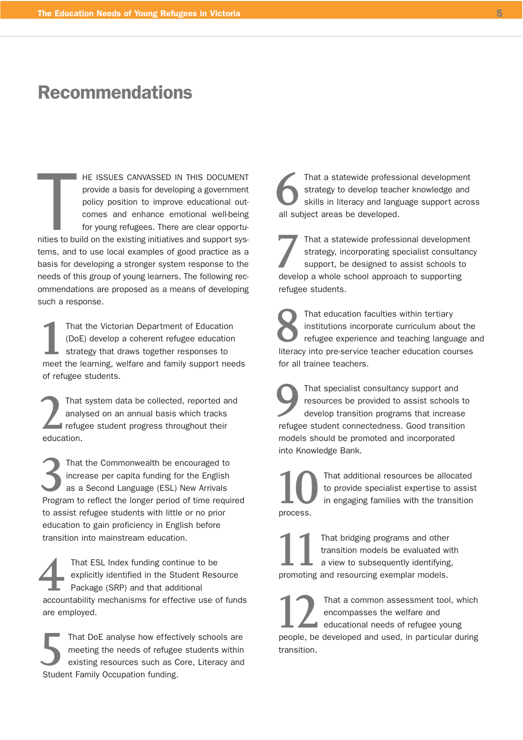# Recommendations

THE ISSUES CANVASSED IN THIS DOCUMENT provide a basis for developing a government policy position to improve educational outcomes and enhance emotional well-being for young refugees. There are clear opportunities to build on the existing initiatives and support systems, and to use local examples of good practice as a basis for developing a stronger system response to the needs of this group of young learners. The following recommendations are proposed as a means of developing such a response.

1. That the Victorian Department of Education (DoE) develop a coherent refugee education strategy that draws together responses to meet the learning, welfare and family support needs of refugee students.

2. That system data be collected, reported and analysed on an annual basis which tracks refugee student progress throughout their education.

3. That the Commonwealth be encouraged to increase per capita funding for the English as a Second Language (ESL) New Arrivals Program to reflect the longer period of time required to assist refugee students with little or no prior education to gain proficiency in English before transition into mainstream education.

4. That ESL Index funding continue to be explicitly identified in the Student Resource Package (SRP) and that additional accountability mechanisms for effective use of funds are employed.

5. That DoE analyse how effectively schools are meeting the needs of refugee students within existing resources such as Core, Literacy and Student Family Occupation funding.

6. That a statewide professional development strategy to develop teacher knowledge and skills in literacy and language support across all subject areas be developed.

7. That a statewide professional development strategy, incorporating specialist consultancy support, be designed to assist schools to develop a whole school approach to supporting refugee students.

8. That education faculties within tertiary institutions incorporate curriculum about the refugee experience and teaching language and literacy into pre-service teacher education courses for all trainee teachers.

9. That specialist consultancy support and resources be provided to assist schools to develop transition programs that increase refugee student connectedness. Good transition models should be promoted and incorporated into Knowledge Bank.

10. That additional resources be allocated to provide specialist expertise to assist in engaging families with the transition process.

11. That bridging programs and other transition models be evaluated with a view to subsequently identifying, promoting and resourcing exemplar models.

12. That a common assessment tool, which encompasses the welfare and educational needs of refugee young people, be developed and used, in particular during transition.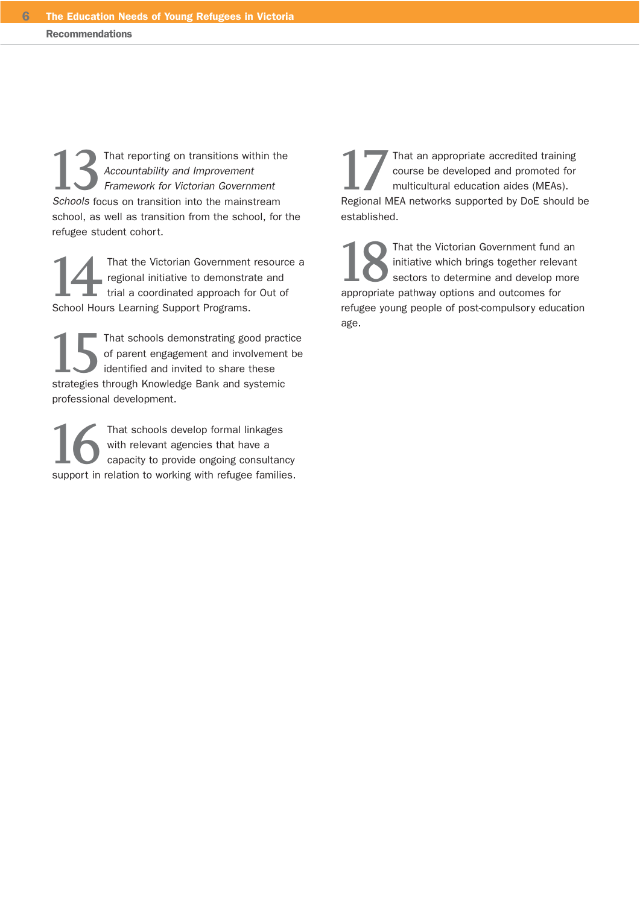**13** That reporting on transitions within the *Accountability and Improvement Framework for Victorian Government Schools* focus on transition into the mainstream school, as well as transition from the school, for the refugee student cohort.

**14** That the Victorian Government resource a regional initiative to demonstrate and trial a coordinated approach for Out of School Hours Learning Support Programs.

**15** That schools demonstrating good practice of parent engagement and involvement be identified and invited to share these strategies through Knowledge Bank and systemic professional development.

**16** That schools develop formal linkages with relevant agencies that have a capacity to provide ongoing consultancy support in relation to working with refugee families.

**17** That an appropriate accredited training course be developed and promoted for multicultural education aides (MEAs). Regional MEA networks supported by DoE should be established.

**18** That the Victorian Government fund an initiative which brings together relevant sectors to determine and develop more appropriate pathway options and outcomes for refugee young people of post-compulsory education age.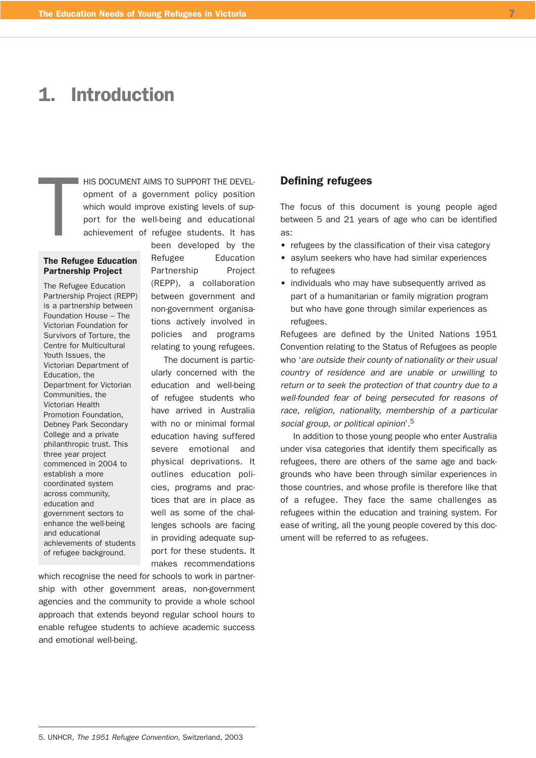# 1. Introduction

THIS DOCUMENT AIMS TO SUPPORT THE DEVELopment of a government policy position which would improve existing levels of support for the well-being and educational achievement of refugee students. It has been developed by the Refugee Education Partnership Project (REPP), a collaboration between government and non-government organisations actively involved in policies and programs relating to young refugees.

The document is particularly concerned with the education and well-being of refugee students who have arrived in Australia with no or minimal formal education having suffered severe emotional and physical deprivations. It outlines education policies, programs and practices that are in place as well as some of the challenges schools are facing in providing adequate support for these students. It makes recommendations which recognise the need for schools to work in partnership with other government areas, non-government agencies and the community to provide a whole school approach that extends beyond regular school hours to enable refugee students to achieve academic success and emotional well-being.

### The Refugee Education Partnership Project

The Refugee Education Partnership Project (REPP) is a partnership between Foundation House – The Victorian Foundation for Survivors of Torture, the Centre for Multicultural Youth Issues, the Victorian Department of Education, the Department for Victorian Communities, the Victorian Health Promotion Foundation, Debney Park Secondary College and a private philanthropic trust. This three year project commenced in 2004 to establish a more coordinated system across community, education and government sectors to enhance the well-being and educational achievements of students of refugee background.

## Defining refugees

The focus of this document is young people aged between 5 and 21 years of age who can be identified as:

- refugees by the classification of their visa category
- asylum seekers who have had similar experiences to refugees
- individuals who may have subsequently arrived as part of a humanitarian or family migration program but who have gone through similar experiences as refugees.

Refugees are defined by the United Nations 1951 Convention relating to the Status of Refugees as people who '*are outside their county of nationality or their usual country of residence and are unable or unwilling to return or to seek the protection of that country due to a well-founded fear of being persecuted for reasons of race, religion, nationality, membership of a particular social group, or political opinion*'.[5]

In addition to those young people who enter Australia under visa categories that identify them specifically as refugees, there are others of the same age and backgrounds who have been through similar experiences in those countries, and whose profile is therefore like that of a refugee. They face the same challenges as refugees within the education and training system. For ease of writing, all the young people covered by this document will be referred to as refugees.

5. UNHCR, *The 1951 Refugee Convention*, Switzerland, 2003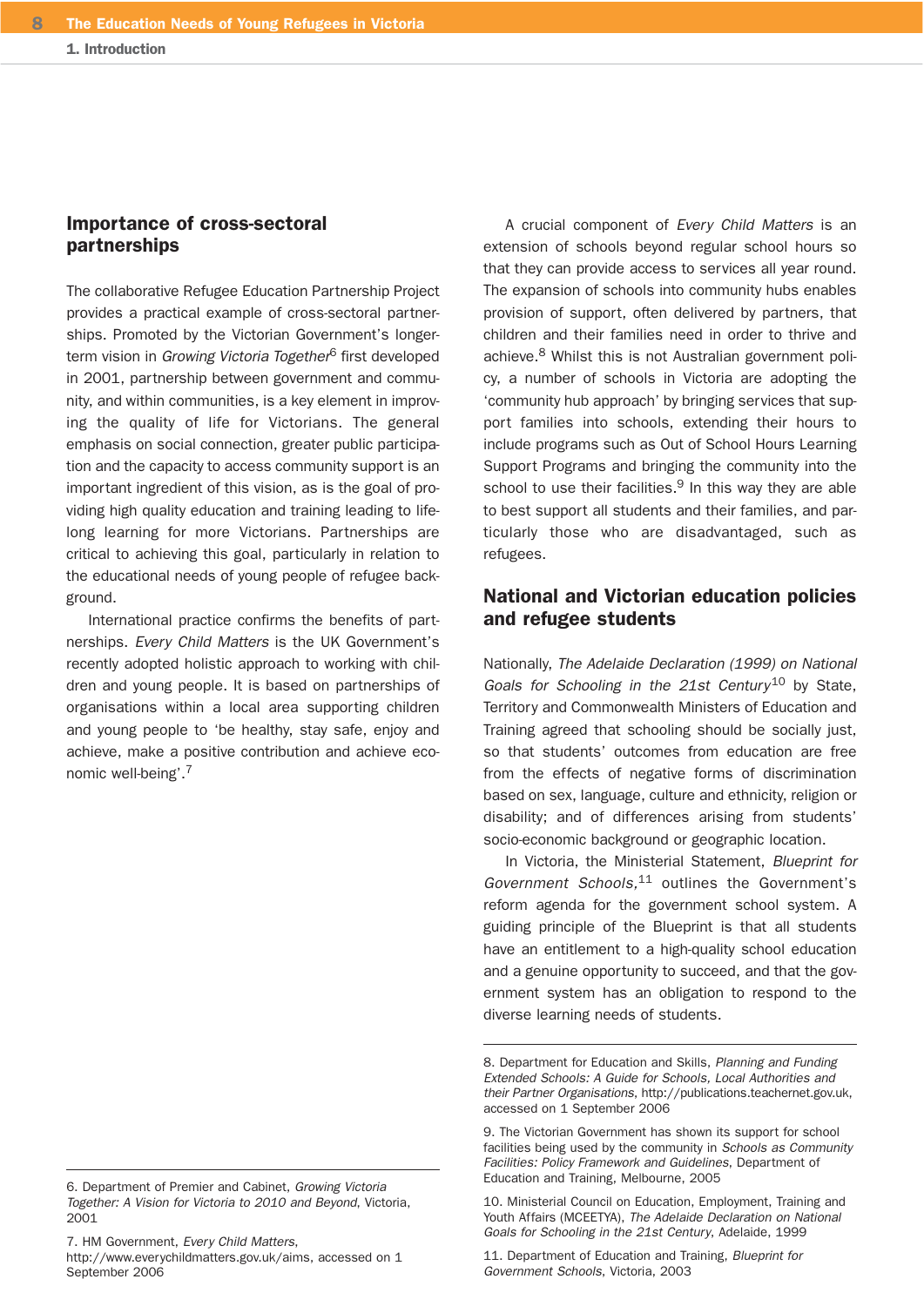## Importance of cross-sectoral partnerships

The collaborative Refugee Education Partnership Project provides a practical example of cross-sectoral partnerships. Promoted by the Victorian Government's longer-term vision in *Growing Victoria Together*[6] first developed in 2001, partnership between government and community, and within communities, is a key element in improving the quality of life for Victorians. The general emphasis on social connection, greater public participation and the capacity to access community support is an important ingredient of this vision, as is the goal of providing high quality education and training leading to lifelong learning for more Victorians. Partnerships are critical to achieving this goal, particularly in relation to the educational needs of young people of refugee background.

International practice confirms the benefits of partnerships. *Every Child Matters* is the UK Government's recently adopted holistic approach to working with children and young people. It is based on partnerships of organisations within a local area supporting children and young people to 'be healthy, stay safe, enjoy and achieve, make a positive contribution and achieve economic well-being'.[7]

A crucial component of *Every Child Matters* is an extension of schools beyond regular school hours so that they can provide access to services all year round. The expansion of schools into community hubs enables provision of support, often delivered by partners, that children and their families need in order to thrive and achieve.[8] Whilst this is not Australian government policy, a number of schools in Victoria are adopting the 'community hub approach' by bringing services that support families into schools, extending their hours to include programs such as Out of School Hours Learning Support Programs and bringing the community into the school to use their facilities.[9] In this way they are able to best support all students and their families, and particularly those who are disadvantaged, such as refugees.

## National and Victorian education policies and refugee students

Nationally, *The Adelaide Declaration (1999) on National Goals for Schooling in the 21st Century*[10] by State, Territory and Commonwealth Ministers of Education and Training agreed that schooling should be socially just, so that students' outcomes from education are free from the effects of negative forms of discrimination based on sex, language, culture and ethnicity, religion or disability; and of differences arising from students' socio-economic background or geographic location.

In Victoria, the Ministerial Statement, *Blueprint for Government Schools,*[11] outlines the Government's reform agenda for the government school system. A guiding principle of the Blueprint is that all students have an entitlement to a high-quality school education and a genuine opportunity to succeed, and that the government system has an obligation to respond to the diverse learning needs of students.

---

6. Department of Premier and Cabinet, *Growing Victoria Together: A Vision for Victoria to 2010 and Beyond*, Victoria, 2001

7. HM Government, *Every Child Matters*, http://www.everychildmatters.gov.uk/aims, accessed on 1 September 2006

8. Department for Education and Skills, *Planning and Funding Extended Schools: A Guide for Schools, Local Authorities and their Partner Organisations*, http://publications.teachernet.gov.uk, accessed on 1 September 2006

9. The Victorian Government has shown its support for school facilities being used by the community in *Schools as Community Facilities: Policy Framework and Guidelines*, Department of Education and Training, Melbourne, 2005

10. Ministerial Council on Education, Employment, Training and Youth Affairs (MCEETYA), *The Adelaide Declaration on National Goals for Schooling in the 21st Century*, Adelaide, 1999

11. Department of Education and Training, *Blueprint for Government Schools*, Victoria, 2003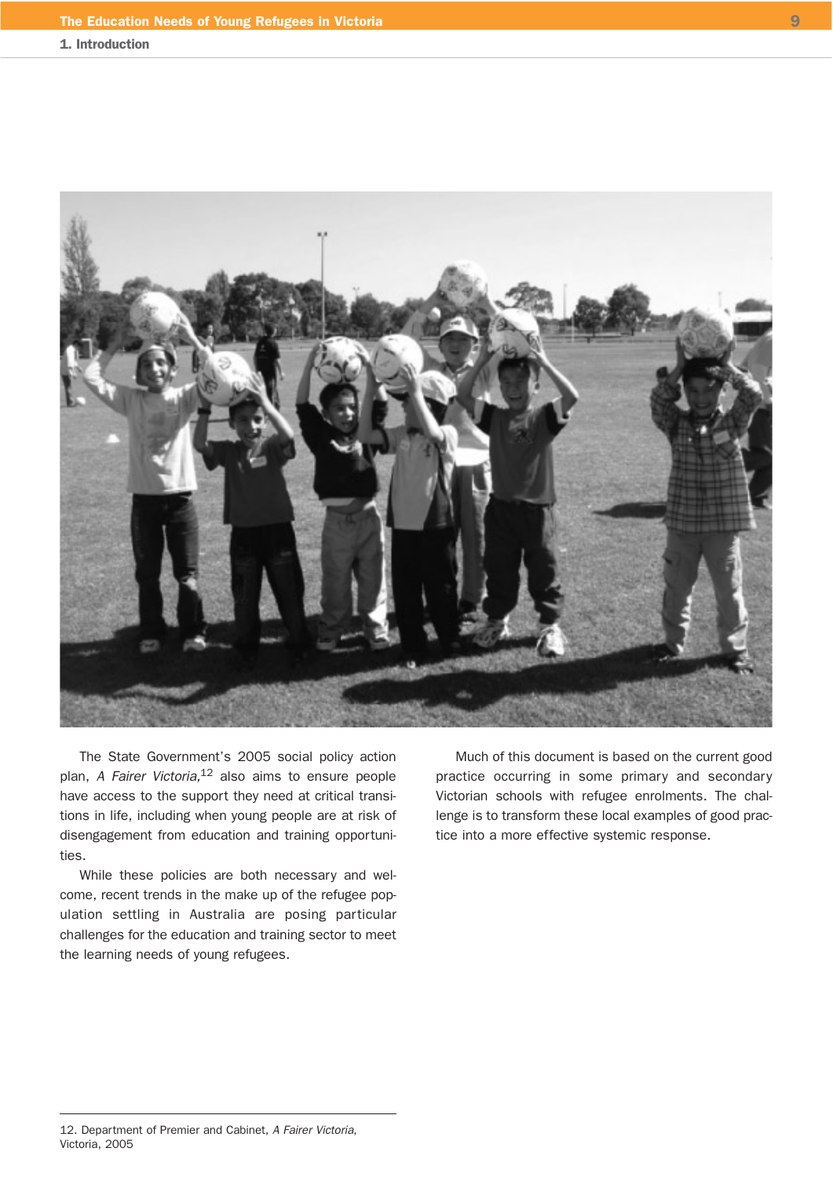The State Government's 2005 social policy action plan, *A Fairer Victoria*,[12] also aims to ensure people have access to the support they need at critical transitions in life, including when young people are at risk of disengagement from education and training opportunities.

While these policies are both necessary and welcome, recent trends in the make up of the refugee population settling in Australia are posing particular challenges for the education and training sector to meet the learning needs of young refugees.

Much of this document is based on the current good practice occurring in some primary and secondary Victorian schools with refugee enrolments. The challenge is to transform these local examples of good practice into a more effective systemic response.

12. Department of Premier and Cabinet, *A Fairer Victoria*, Victoria, 2005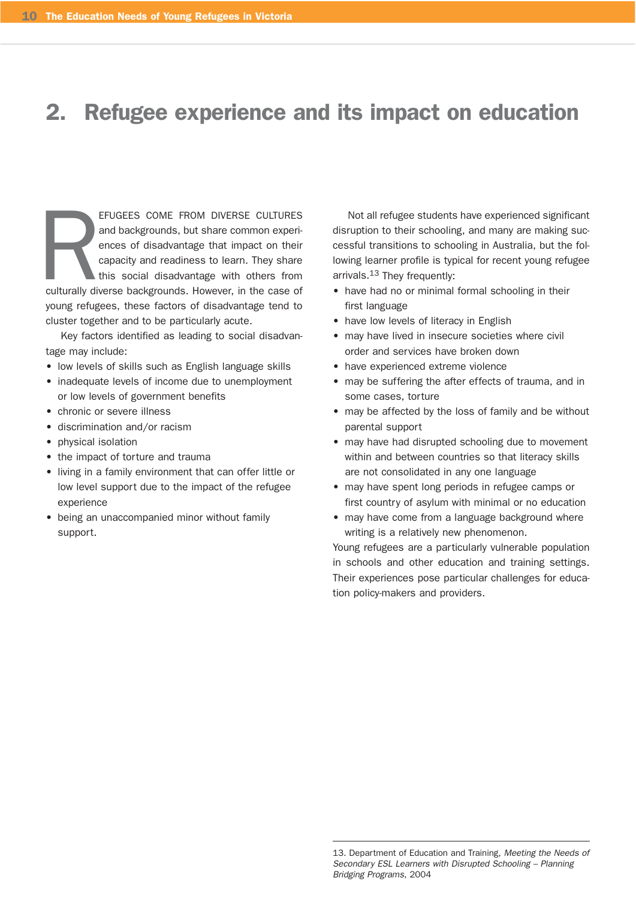## 2. Refugee experience and its impact on education

Refugees come from diverse cultures and backgrounds, but share common experiences of disadvantage that impact on their capacity and readiness to learn. They share this social disadvantage with others from culturally diverse backgrounds. However, in the case of young refugees, these factors of disadvantage tend to cluster together and to be particularly acute.

Key factors identified as leading to social disadvantage may include:

- low levels of skills such as English language skills
- inadequate levels of income due to unemployment or low levels of government benefits
- chronic or severe illness
- discrimination and/or racism
- physical isolation
- the impact of torture and trauma
- living in a family environment that can offer little or low level support due to the impact of the refugee experience
- being an unaccompanied minor without family support.

Not all refugee students have experienced significant disruption to their schooling, and many are making successful transitions to schooling in Australia, but the following learner profile is typical for recent young refugee arrivals.[13] They frequently:

- have had no or minimal formal schooling in their first language
- have low levels of literacy in English
- may have lived in insecure societies where civil order and services have broken down
- have experienced extreme violence
- may be suffering the after effects of trauma, and in some cases, torture
- may be affected by the loss of family and be without parental support
- may have had disrupted schooling due to movement within and between countries so that literacy skills are not consolidated in any one language
- may have spent long periods in refugee camps or first country of asylum with minimal or no education
- may have come from a language background where writing is a relatively new phenomenon.

Young refugees are a particularly vulnerable population in schools and other education and training settings. Their experiences pose particular challenges for education policy-makers and providers.

---

13. Department of Education and Training, *Meeting the Needs of Secondary ESL Learners with Disrupted Schooling – Planning Bridging Programs*, 2004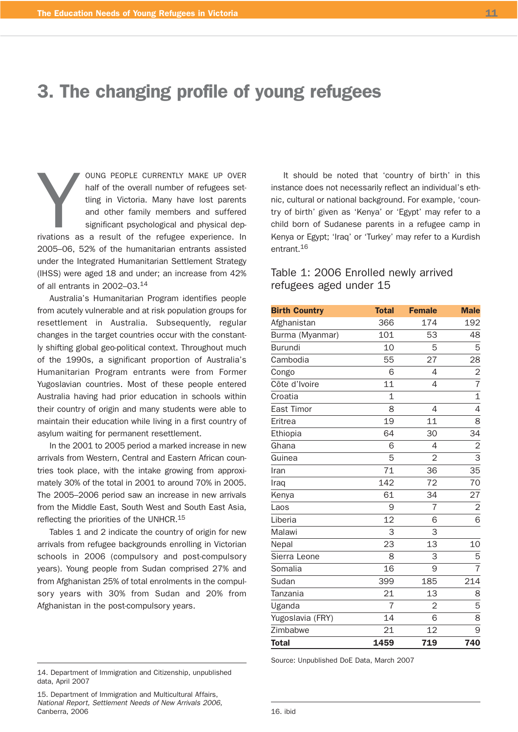# 3. The changing profile of young refugees

Young people currently make up over half of the overall number of refugees settling in Victoria. Many have lost parents and other family members and suffered significant psychological and physical deprivations as a result of the refugee experience. In 2005–06, 52% of the humanitarian entrants assisted under the Integrated Humanitarian Settlement Strategy (IHSS) were aged 18 and under; an increase from 42% of all entrants in 2002–03.[14]

Australia's Humanitarian Program identifies people from acutely vulnerable and at risk population groups for resettlement in Australia. Subsequently, regular changes in the target countries occur with the constantly shifting global geo-political context. Throughout much of the 1990s, a significant proportion of Australia's Humanitarian Program entrants were from Former Yugoslavian countries. Most of these people entered Australia having had prior education in schools within their country of origin and many students were able to maintain their education while living in a first country of asylum waiting for permanent resettlement.

In the 2001 to 2005 period a marked increase in new arrivals from Western, Central and Eastern African countries took place, with the intake growing from approximately 30% of the total in 2001 to around 70% in 2005. The 2005–2006 period saw an increase in new arrivals from the Middle East, South West and South East Asia, reflecting the priorities of the UNHCR.[15]

Tables 1 and 2 indicate the country of origin for new arrivals from refugee backgrounds enrolling in Victorian schools in 2006 (compulsory and post-compulsory years). Young people from Sudan comprised 27% and from Afghanistan 25% of total enrolments in the compulsory years with 30% from Sudan and 20% from Afghanistan in the post-compulsory years.

It should be noted that 'country of birth' in this instance does not necessarily reflect an individual's ethnic, cultural or national background. For example, 'country of birth' given as 'Kenya' or 'Egypt' may refer to a child born of Sudanese parents in a refugee camp in Kenya or Egypt; 'Iraq' or 'Turkey' may refer to a Kurdish entrant.[16]

## Table 1: 2006 Enrolled newly arrived refugees aged under 15

| Birth Country | Total | Female | Male |
|---|---|---|---|
| Afghanistan | 366 | 174 | 192 |
| Burma (Myanmar) | 101 | 53 | 48 |
| Burundi | 10 | 5 | 5 |
| Cambodia | 55 | 27 | 28 |
| Congo | 6 | 4 | 2 |
| Côte d'Ivoire | 11 | 4 | 7 |
| Croatia | 1 | | 1 |
| East Timor | 8 | 4 | 4 |
| Eritrea | 19 | 11 | 8 |
| Ethiopia | 64 | 30 | 34 |
| Ghana | 6 | 4 | 2 |
| Guinea | 5 | 2 | 3 |
| Iran | 71 | 36 | 35 |
| Iraq | 142 | 72 | 70 |
| Kenya | 61 | 34 | 27 |
| Laos | 9 | 7 | 2 |
| Liberia | 12 | 6 | 6 |
| Malawi | 3 | 3 | |
| Nepal | 23 | 13 | 10 |
| Sierra Leone | 8 | 3 | 5 |
| Somalia | 16 | 9 | 7 |
| Sudan | 399 | 185 | 214 |
| Tanzania | 21 | 13 | 8 |
| Uganda | 7 | 2 | 5 |
| Yugoslavia (FRY) | 14 | 6 | 8 |
| Zimbabwe | 21 | 12 | 9 |
| **Total** | **1459** | **719** | **740** |

Source: Unpublished DoE Data, March 2007

14. Department of Immigration and Citizenship, unpublished data, April 2007

15. Department of Immigration and Multicultural Affairs, *National Report, Settlement Needs of New Arrivals 2006*, Canberra, 2006

16. ibid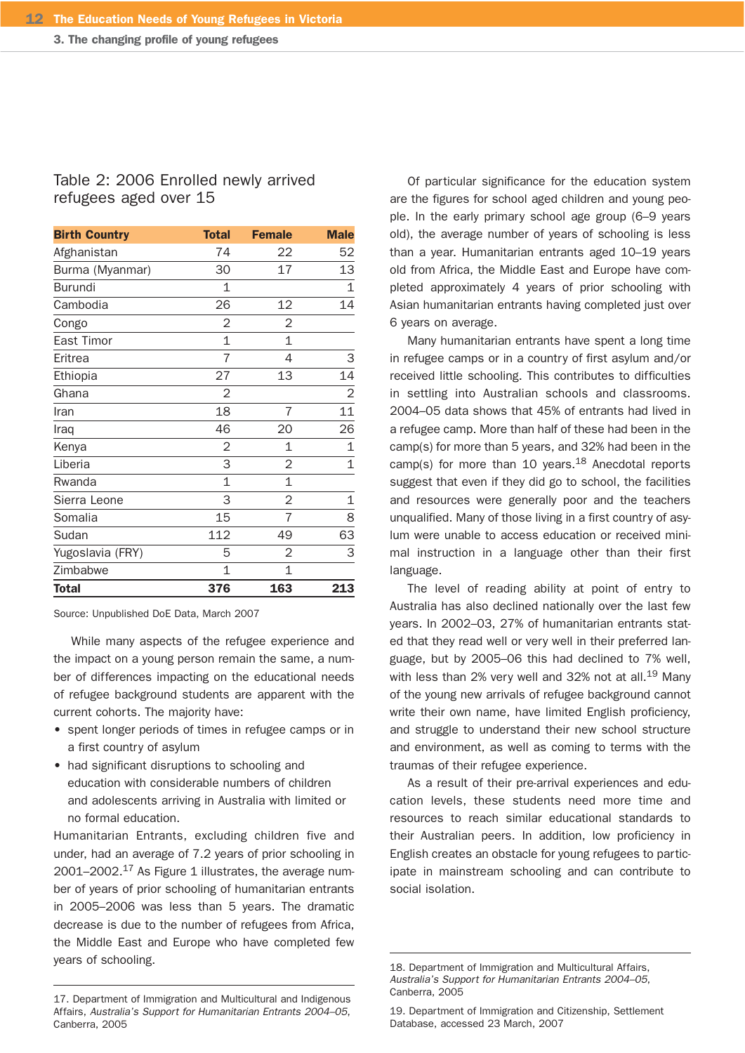Table 2: 2006 Enrolled newly arrived refugees aged over 15

| Birth Country | Total | Female | Male |
|---|---|---|---|
| Afghanistan | 74 | 22 | 52 |
| Burma (Myanmar) | 30 | 17 | 13 |
| Burundi | 1 | | 1 |
| Cambodia | 26 | 12 | 14 |
| Congo | 2 | 2 | |
| East Timor | 1 | 1 | |
| Eritrea | 7 | 4 | 3 |
| Ethiopia | 27 | 13 | 14 |
| Ghana | 2 | | 2 |
| Iran | 18 | 7 | 11 |
| Iraq | 46 | 20 | 26 |
| Kenya | 2 | 1 | 1 |
| Liberia | 3 | 2 | 1 |
| Rwanda | 1 | 1 | |
| Sierra Leone | 3 | 2 | 1 |
| Somalia | 15 | 7 | 8 |
| Sudan | 112 | 49 | 63 |
| Yugoslavia (FRY) | 5 | 2 | 3 |
| Zimbabwe | 1 | 1 | |
| **Total** | **376** | **163** | **213** |

Source: Unpublished DoE Data, March 2007

While many aspects of the refugee experience and the impact on a young person remain the same, a number of differences impacting on the educational needs of refugee background students are apparent with the current cohorts. The majority have:

- spent longer periods of times in refugee camps or in a first country of asylum
- had significant disruptions to schooling and education with considerable numbers of children and adolescents arriving in Australia with limited or no formal education.

Humanitarian Entrants, excluding children five and under, had an average of 7.2 years of prior schooling in 2001–2002.[17] As Figure 1 illustrates, the average number of years of prior schooling of humanitarian entrants in 2005–2006 was less than 5 years. The dramatic decrease is due to the number of refugees from Africa, the Middle East and Europe who have completed few years of schooling.

Of particular significance for the education system are the figures for school aged children and young people. In the early primary school age group (6–9 years old), the average number of years of schooling is less than a year. Humanitarian entrants aged 10–19 years old from Africa, the Middle East and Europe have completed approximately 4 years of prior schooling with Asian humanitarian entrants having completed just over 6 years on average.

Many humanitarian entrants have spent a long time in refugee camps or in a country of first asylum and/or received little schooling. This contributes to difficulties in settling into Australian schools and classrooms. 2004–05 data shows that 45% of entrants had lived in a refugee camp. More than half of these had been in the camp(s) for more than 5 years, and 32% had been in the camp(s) for more than 10 years.[18] Anecdotal reports suggest that even if they did go to school, the facilities and resources were generally poor and the teachers unqualified. Many of those living in a first country of asylum were unable to access education or received minimal instruction in a language other than their first language.

The level of reading ability at point of entry to Australia has also declined nationally over the last few years. In 2002–03, 27% of humanitarian entrants stated that they read well or very well in their preferred language, but by 2005–06 this had declined to 7% well, with less than 2% very well and 32% not at all.[19] Many of the young new arrivals of refugee background cannot write their own name, have limited English proficiency, and struggle to understand their new school structure and environment, as well as coming to terms with the traumas of their refugee experience.

As a result of their pre-arrival experiences and education levels, these students need more time and resources to reach similar educational standards to their Australian peers. In addition, low proficiency in English creates an obstacle for young refugees to participate in mainstream schooling and can contribute to social isolation.

17. Department of Immigration and Multicultural and Indigenous Affairs, *Australia's Support for Humanitarian Entrants 2004–05*, Canberra, 2005

18. Department of Immigration and Multicultural Affairs, *Australia's Support for Humanitarian Entrants 2004–05*, Canberra, 2005

19. Department of Immigration and Citizenship, Settlement Database, accessed 23 March, 2007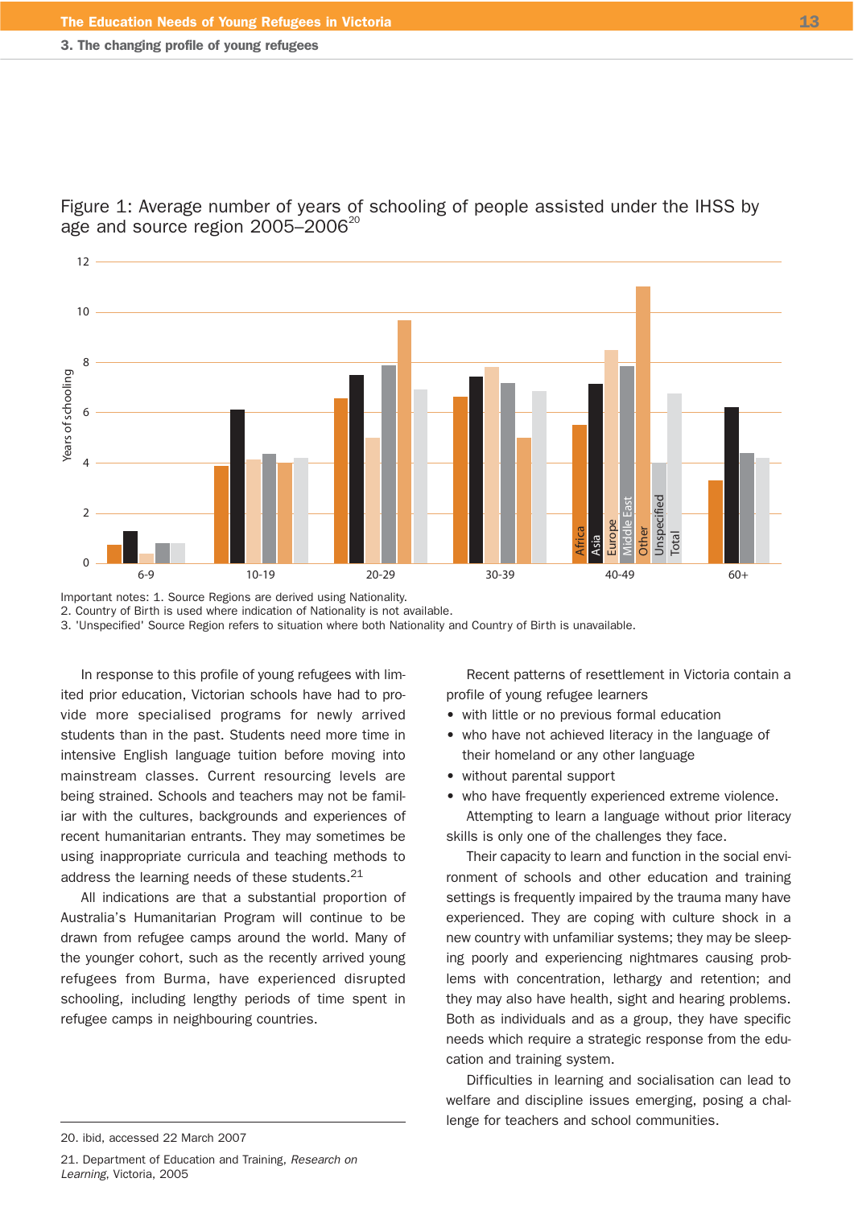Figure 1: Average number of years of schooling of people assisted under the IHSS by age and source region 2005–2006[20]

12
10
8
6
4
2
0
Years of schooling
6-9
10-19
20-29
30-39
40-49
60+
Africa
Asia
Europe
Middle East
Other
Unspecified
Total

Important notes: 1. Source Regions are derived using Nationality.
2. Country of Birth is used where indication of Nationality is not available.
3. 'Unspecified' Source Region refers to situation where both Nationality and Country of Birth is unavailable.

In response to this profile of young refugees with limited prior education, Victorian schools have had to provide more specialised programs for newly arrived students than in the past. Students need more time in intensive English language tuition before moving into mainstream classes. Current resourcing levels are being strained. Schools and teachers may not be familiar with the cultures, backgrounds and experiences of recent humanitarian entrants. They may sometimes be using inappropriate curricula and teaching methods to address the learning needs of these students.[21]

All indications are that a substantial proportion of Australia's Humanitarian Program will continue to be drawn from refugee camps around the world. Many of the younger cohort, such as the recently arrived young refugees from Burma, have experienced disrupted schooling, including lengthy periods of time spent in refugee camps in neighbouring countries.

Recent patterns of resettlement in Victoria contain a profile of young refugee learners

- with little or no previous formal education
- who have not achieved literacy in the language of their homeland or any other language
- without parental support
- who have frequently experienced extreme violence.

Attempting to learn a language without prior literacy skills is only one of the challenges they face.

Their capacity to learn and function in the social environment of schools and other education and training settings is frequently impaired by the trauma many have experienced. They are coping with culture shock in a new country with unfamiliar systems; they may be sleeping poorly and experiencing nightmares causing problems with concentration, lethargy and retention; and they may also have health, sight and hearing problems. Both as individuals and as a group, they have specific needs which require a strategic response from the education and training system.

Difficulties in learning and socialisation can lead to welfare and discipline issues emerging, posing a challenge for teachers and school communities.

---

20. ibid, accessed 22 March 2007

21. Department of Education and Training, *Research on Learning*, Victoria, 2005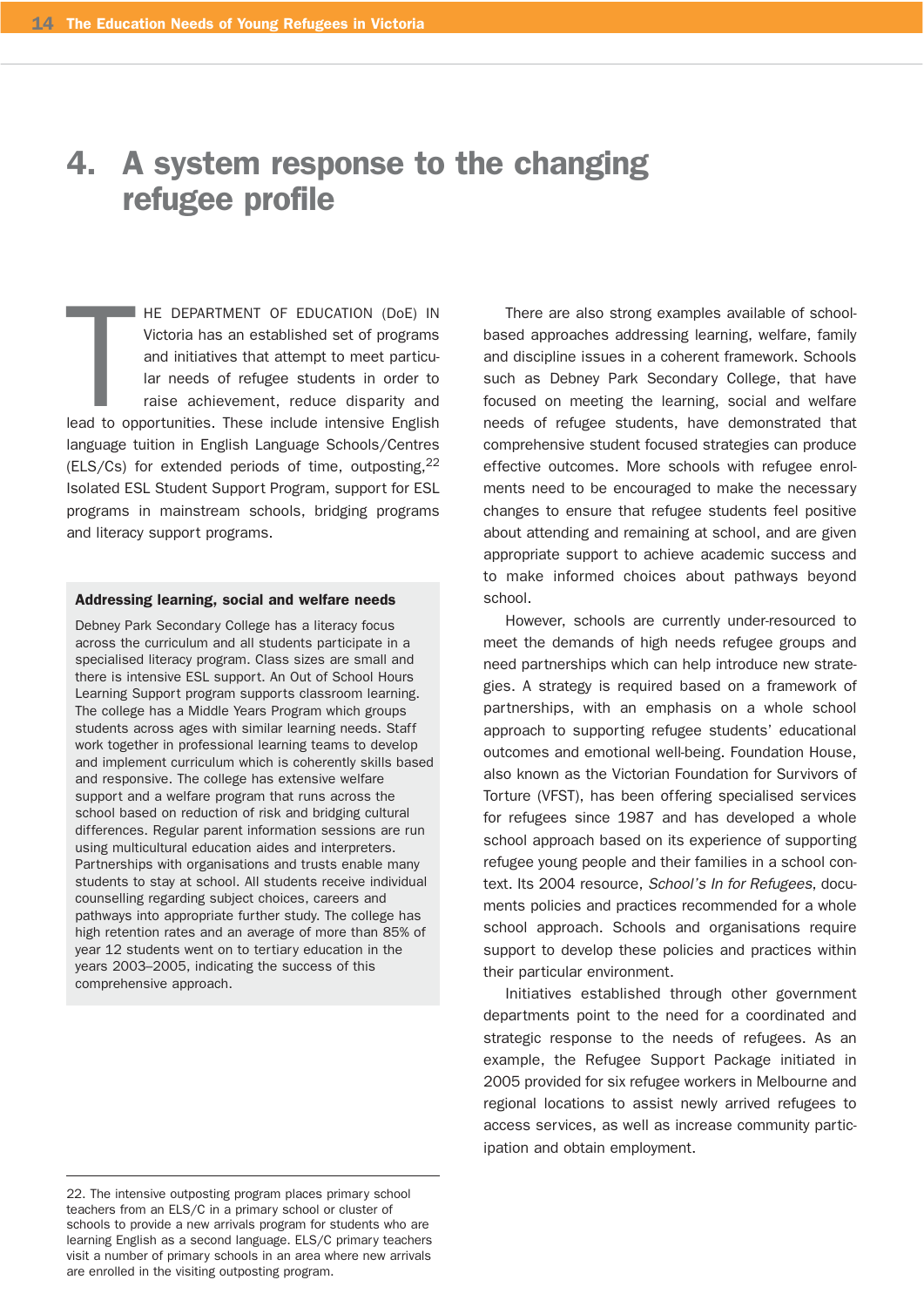# 4. A system response to the changing refugee profile

THE DEPARTMENT OF EDUCATION (DoE) IN Victoria has an established set of programs and initiatives that attempt to meet particular needs of refugee students in order to raise achievement, reduce disparity and lead to opportunities. These include intensive English language tuition in English Language Schools/Centres (ELS/Cs) for extended periods of time, outposting,[22] Isolated ESL Student Support Program, support for ESL programs in mainstream schools, bridging programs and literacy support programs.

### Addressing learning, social and welfare needs

Debney Park Secondary College has a literacy focus across the curriculum and all students participate in a specialised literacy program. Class sizes are small and there is intensive ESL support. An Out of School Hours Learning Support program supports classroom learning. The college has a Middle Years Program which groups students across ages with similar learning needs. Staff work together in professional learning teams to develop and implement curriculum which is coherently skills based and responsive. The college has extensive welfare support and a welfare program that runs across the school based on reduction of risk and bridging cultural differences. Regular parent information sessions are run using multicultural education aides and interpreters. Partnerships with organisations and trusts enable many students to stay at school. All students receive individual counselling regarding subject choices, careers and pathways into appropriate further study. The college has high retention rates and an average of more than 85% of year 12 students went on to tertiary education in the years 2003–2005, indicating the success of this comprehensive approach.

There are also strong examples available of school-based approaches addressing learning, welfare, family and discipline issues in a coherent framework. Schools such as Debney Park Secondary College, that have focused on meeting the learning, social and welfare needs of refugee students, have demonstrated that comprehensive student focused strategies can produce effective outcomes. More schools with refugee enrolments need to be encouraged to make the necessary changes to ensure that refugee students feel positive about attending and remaining at school, and are given appropriate support to achieve academic success and to make informed choices about pathways beyond school.

However, schools are currently under-resourced to meet the demands of high needs refugee groups and need partnerships which can help introduce new strategies. A strategy is required based on a framework of partnerships, with an emphasis on a whole school approach to supporting refugee students' educational outcomes and emotional well-being. Foundation House, also known as the Victorian Foundation for Survivors of Torture (VFST), has been offering specialised services for refugees since 1987 and has developed a whole school approach based on its experience of supporting refugee young people and their families in a school context. Its 2004 resource, *School's In for Refugees*, documents policies and practices recommended for a whole school approach. Schools and organisations require support to develop these policies and practices within their particular environment.

Initiatives established through other government departments point to the need for a coordinated and strategic response to the needs of refugees. As an example, the Refugee Support Package initiated in 2005 provided for six refugee workers in Melbourne and regional locations to assist newly arrived refugees to access services, as well as increase community participation and obtain employment.

---

22. The intensive outposting program places primary school teachers from an ELS/C in a primary school or cluster of schools to provide a new arrivals program for students who are learning English as a second language. ELS/C primary teachers visit a number of primary schools in an area where new arrivals are enrolled in the visiting outposting program.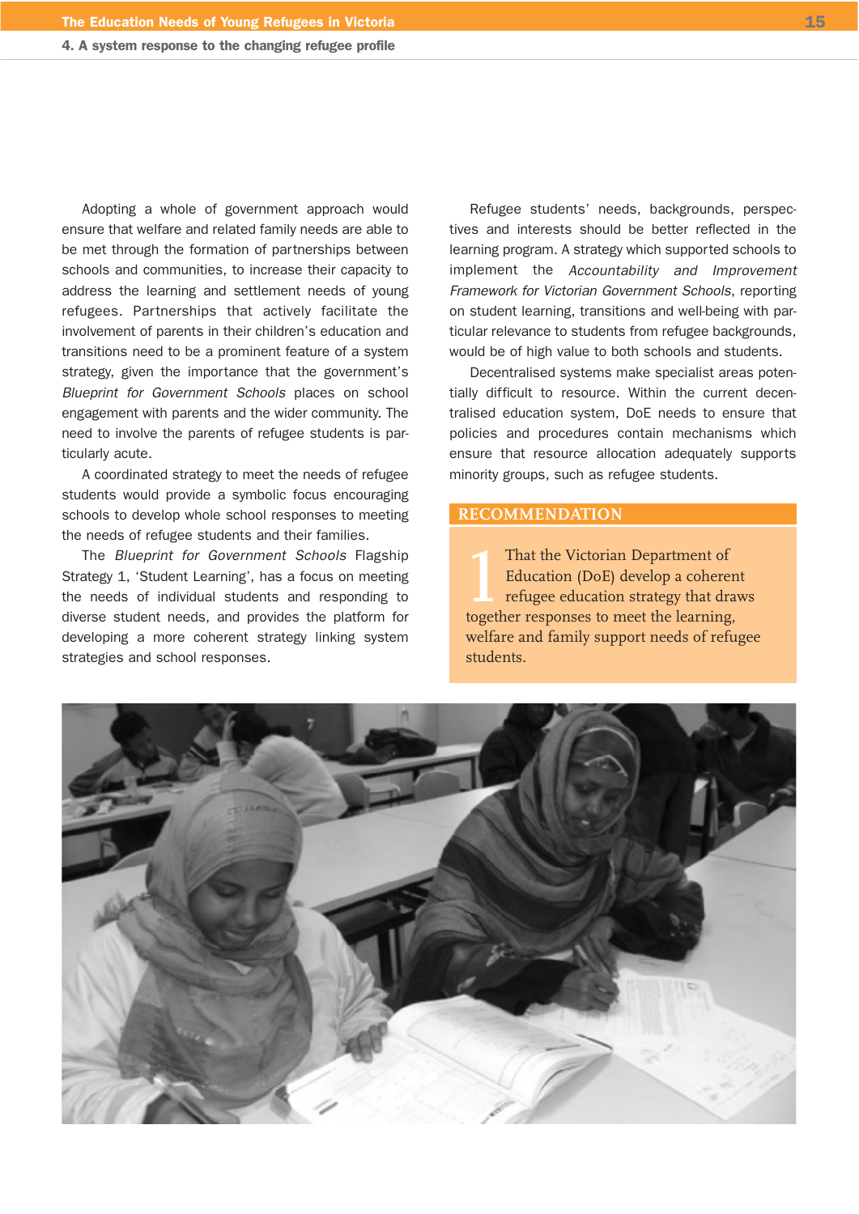Adopting a whole of government approach would ensure that welfare and related family needs are able to be met through the formation of partnerships between schools and communities, to increase their capacity to address the learning and settlement needs of young refugees. Partnerships that actively facilitate the involvement of parents in their children's education and transitions need to be a prominent feature of a system strategy, given the importance that the government's *Blueprint for Government Schools* places on school engagement with parents and the wider community. The need to involve the parents of refugee students is particularly acute.

A coordinated strategy to meet the needs of refugee students would provide a symbolic focus encouraging schools to develop whole school responses to meeting the needs of refugee students and their families.

The *Blueprint for Government Schools* Flagship Strategy 1, 'Student Learning', has a focus on meeting the needs of individual students and responding to diverse student needs, and provides the platform for developing a more coherent strategy linking system strategies and school responses.

Refugee students' needs, backgrounds, perspectives and interests should be better reflected in the learning program. A strategy which supported schools to implement the *Accountability and Improvement Framework for Victorian Government Schools*, reporting on student learning, transitions and well-being with particular relevance to students from refugee backgrounds, would be of high value to both schools and students.

Decentralised systems make specialist areas potentially difficult to resource. Within the current decentralised education system, DoE needs to ensure that policies and procedures contain mechanisms which ensure that resource allocation adequately supports minority groups, such as refugee students.

## RECOMMENDATION

**1** That the Victorian Department of Education (DoE) develop a coherent refugee education strategy that draws together responses to meet the learning, welfare and family support needs of refugee students.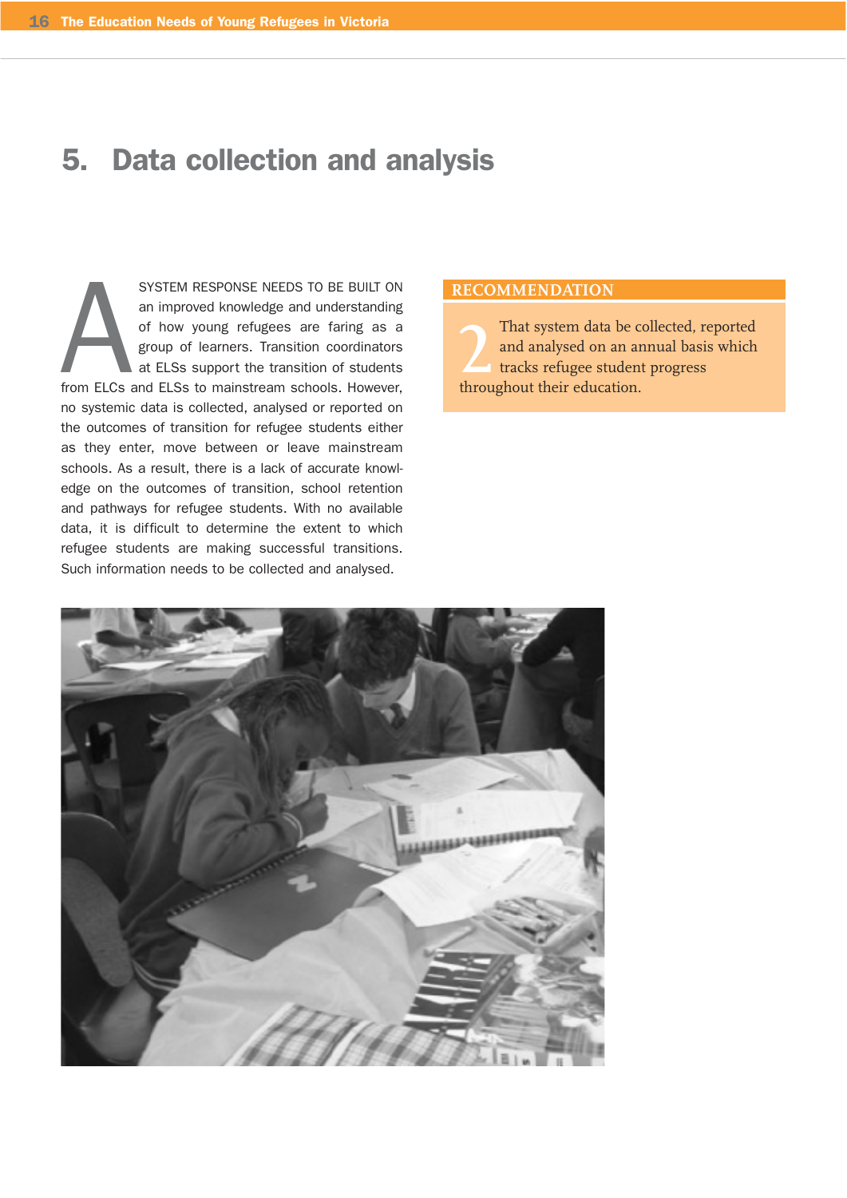# 5. Data collection and analysis

A SYSTEM RESPONSE NEEDS TO BE BUILT ON an improved knowledge and understanding of how young refugees are faring as a group of learners. Transition coordinators at ELSs support the transition of students from ELCs and ELSs to mainstream schools. However, no systemic data is collected, analysed or reported on the outcomes of transition for refugee students either as they enter, move between or leave mainstream schools. As a result, there is a lack of accurate knowledge on the outcomes of transition, school retention and pathways for refugee students. With no available data, it is difficult to determine the extent to which refugee students are making successful transitions. Such information needs to be collected and analysed.

**RECOMMENDATION**

2 That system data be collected, reported and analysed on an annual basis which tracks refugee student progress throughout their education.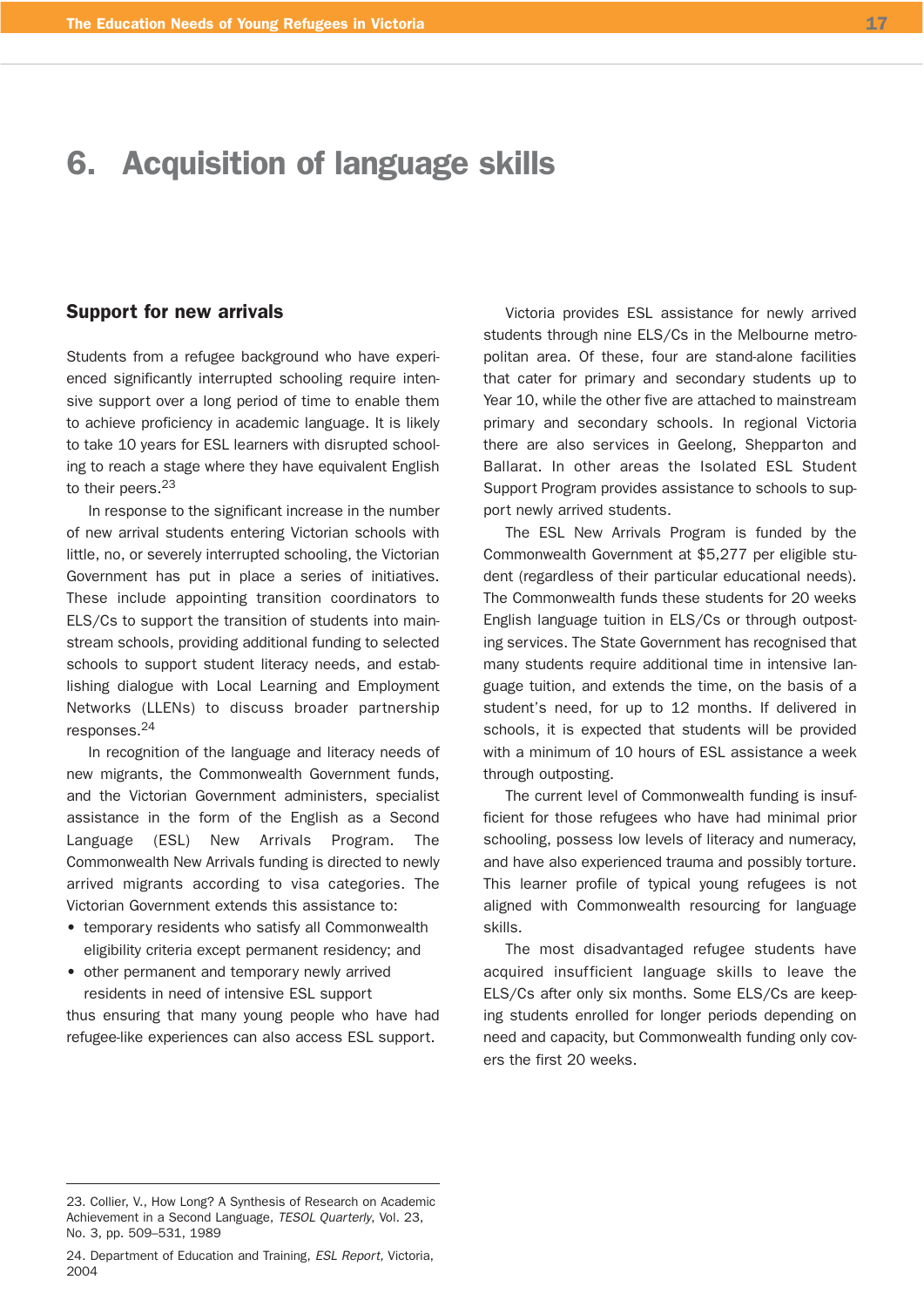# 6. Acquisition of language skills

## Support for new arrivals

Students from a refugee background who have experienced significantly interrupted schooling require intensive support over a long period of time to enable them to achieve proficiency in academic language. It is likely to take 10 years for ESL learners with disrupted schooling to reach a stage where they have equivalent English to their peers.[23]

In response to the significant increase in the number of new arrival students entering Victorian schools with little, no, or severely interrupted schooling, the Victorian Government has put in place a series of initiatives. These include appointing transition coordinators to ELS/Cs to support the transition of students into mainstream schools, providing additional funding to selected schools to support student literacy needs, and establishing dialogue with Local Learning and Employment Networks (LLENs) to discuss broader partnership responses.[24]

In recognition of the language and literacy needs of new migrants, the Commonwealth Government funds, and the Victorian Government administers, specialist assistance in the form of the English as a Second Language (ESL) New Arrivals Program. The Commonwealth New Arrivals funding is directed to newly arrived migrants according to visa categories. The Victorian Government extends this assistance to:

- temporary residents who satisfy all Commonwealth eligibility criteria except permanent residency; and
- other permanent and temporary newly arrived residents in need of intensive ESL support

thus ensuring that many young people who have had refugee-like experiences can also access ESL support.

Victoria provides ESL assistance for newly arrived students through nine ELS/Cs in the Melbourne metropolitan area. Of these, four are stand-alone facilities that cater for primary and secondary students up to Year 10, while the other five are attached to mainstream primary and secondary schools. In regional Victoria there are also services in Geelong, Shepparton and Ballarat. In other areas the Isolated ESL Student Support Program provides assistance to schools to support newly arrived students.

The ESL New Arrivals Program is funded by the Commonwealth Government at $5,277 per eligible student (regardless of their particular educational needs). The Commonwealth funds these students for 20 weeks English language tuition in ELS/Cs or through outposting services. The State Government has recognised that many students require additional time in intensive language tuition, and extends the time, on the basis of a student's need, for up to 12 months. If delivered in schools, it is expected that students will be provided with a minimum of 10 hours of ESL assistance a week through outposting.

The current level of Commonwealth funding is insufficient for those refugees who have had minimal prior schooling, possess low levels of literacy and numeracy, and have also experienced trauma and possibly torture. This learner profile of typical young refugees is not aligned with Commonwealth resourcing for language skills.

The most disadvantaged refugee students have acquired insufficient language skills to leave the ELS/Cs after only six months. Some ELS/Cs are keeping students enrolled for longer periods depending on need and capacity, but Commonwealth funding only covers the first 20 weeks.

---

23. Collier, V., How Long? A Synthesis of Research on Academic Achievement in a Second Language, *TESOL Quarterly*, Vol. 23, No. 3, pp. 509–531, 1989

24. Department of Education and Training, *ESL Report*, Victoria, 2004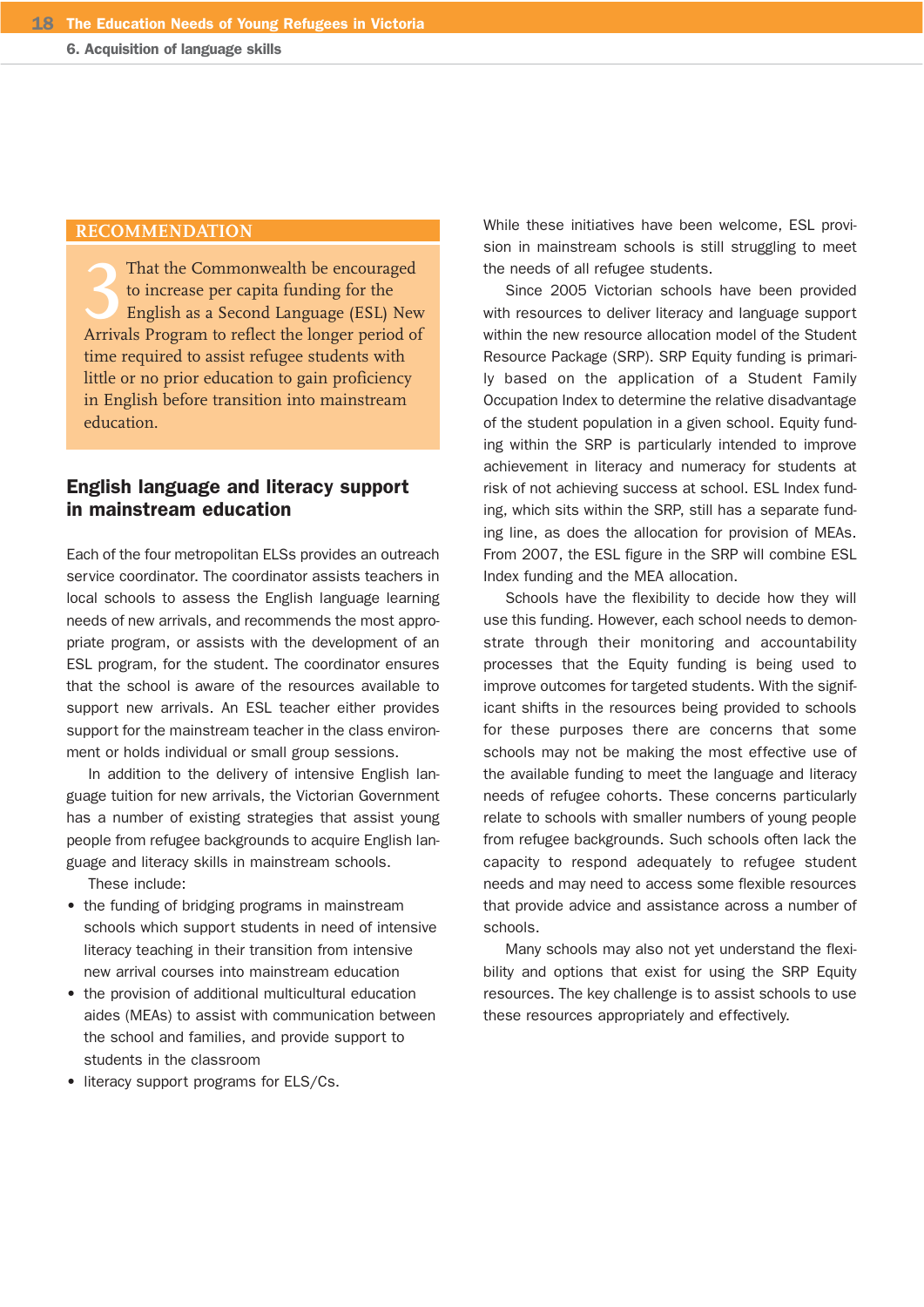**RECOMMENDATION**

**3** That the Commonwealth be encouraged to increase per capita funding for the English as a Second Language (ESL) New Arrivals Program to reflect the longer period of time required to assist refugee students with little or no prior education to gain proficiency in English before transition into mainstream education.

## English language and literacy support in mainstream education

Each of the four metropolitan ELSs provides an outreach service coordinator. The coordinator assists teachers in local schools to assess the English language learning needs of new arrivals, and recommends the most appropriate program, or assists with the development of an ESL program, for the student. The coordinator ensures that the school is aware of the resources available to support new arrivals. An ESL teacher either provides support for the mainstream teacher in the class environment or holds individual or small group sessions.

In addition to the delivery of intensive English language tuition for new arrivals, the Victorian Government has a number of existing strategies that assist young people from refugee backgrounds to acquire English language and literacy skills in mainstream schools.

These include:

- the funding of bridging programs in mainstream schools which support students in need of intensive literacy teaching in their transition from intensive new arrival courses into mainstream education
- the provision of additional multicultural education aides (MEAs) to assist with communication between the school and families, and provide support to students in the classroom
- literacy support programs for ELS/Cs.

While these initiatives have been welcome, ESL provision in mainstream schools is still struggling to meet the needs of all refugee students.

Since 2005 Victorian schools have been provided with resources to deliver literacy and language support within the new resource allocation model of the Student Resource Package (SRP). SRP Equity funding is primarily based on the application of a Student Family Occupation Index to determine the relative disadvantage of the student population in a given school. Equity funding within the SRP is particularly intended to improve achievement in literacy and numeracy for students at risk of not achieving success at school. ESL Index funding, which sits within the SRP, still has a separate funding line, as does the allocation for provision of MEAs. From 2007, the ESL figure in the SRP will combine ESL Index funding and the MEA allocation.

Schools have the flexibility to decide how they will use this funding. However, each school needs to demonstrate through their monitoring and accountability processes that the Equity funding is being used to improve outcomes for targeted students. With the significant shifts in the resources being provided to schools for these purposes there are concerns that some schools may not be making the most effective use of the available funding to meet the language and literacy needs of refugee cohorts. These concerns particularly relate to schools with smaller numbers of young people from refugee backgrounds. Such schools often lack the capacity to respond adequately to refugee student needs and may need to access some flexible resources that provide advice and assistance across a number of schools.

Many schools may also not yet understand the flexibility and options that exist for using the SRP Equity resources. The key challenge is to assist schools to use these resources appropriately and effectively.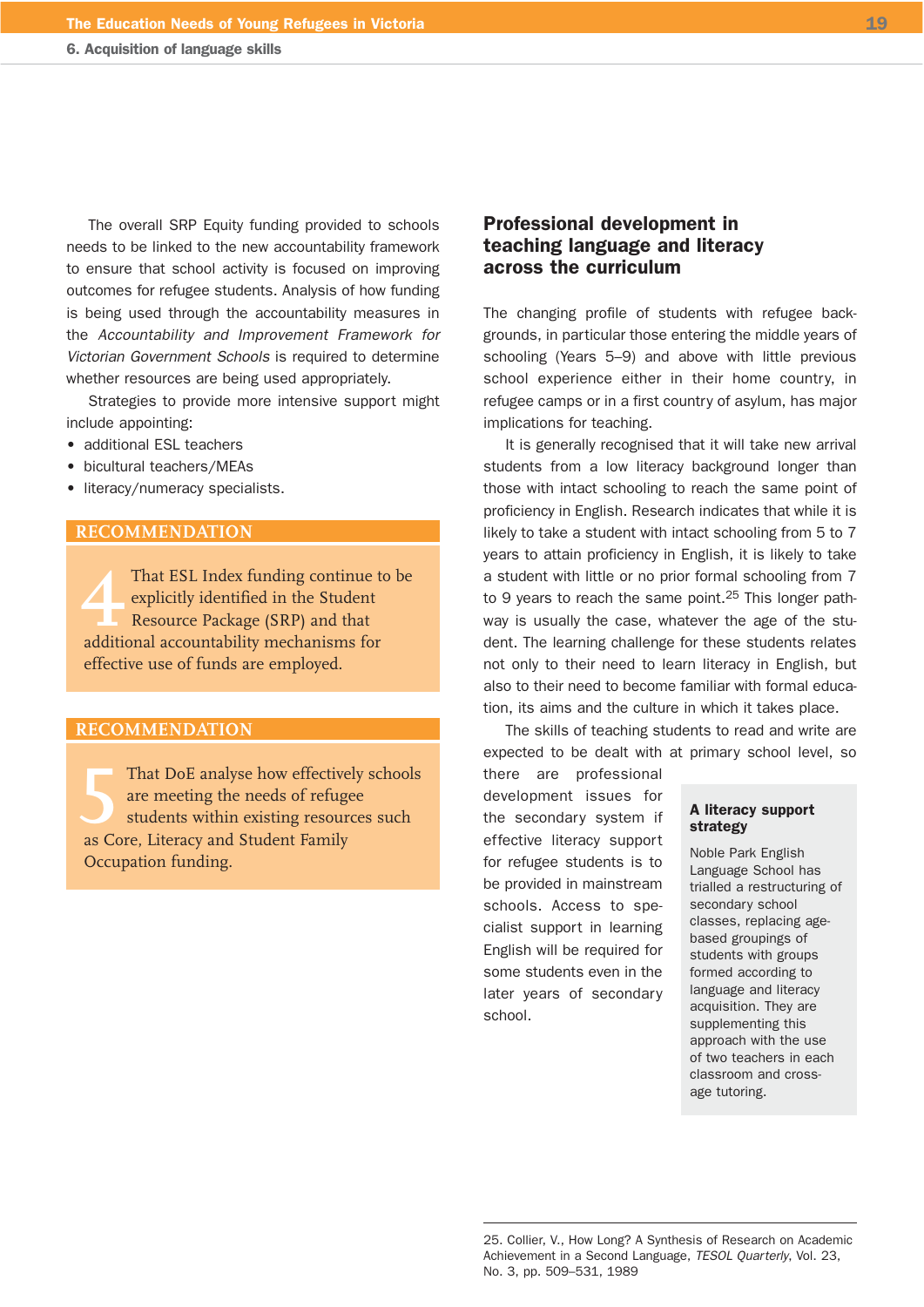The overall SRP Equity funding provided to schools needs to be linked to the new accountability framework to ensure that school activity is focused on improving outcomes for refugee students. Analysis of how funding is being used through the accountability measures in the *Accountability and Improvement Framework for Victorian Government Schools* is required to determine whether resources are being used appropriately.

Strategies to provide more intensive support might include appointing:

- additional ESL teachers
- bicultural teachers/MEAs
- literacy/numeracy specialists.

**RECOMMENDATION**

**4** That ESL Index funding continue to be explicitly identified in the Student Resource Package (SRP) and that additional accountability mechanisms for effective use of funds are employed.

**RECOMMENDATION**

**5** That DoE analyse how effectively schools are meeting the needs of refugee students within existing resources such as Core, Literacy and Student Family Occupation funding.

## Professional development in teaching language and literacy across the curriculum

The changing profile of students with refugee backgrounds, in particular those entering the middle years of schooling (Years 5–9) and above with little previous school experience either in their home country, in refugee camps or in a first country of asylum, has major implications for teaching.

It is generally recognised that it will take new arrival students from a low literacy background longer than those with intact schooling to reach the same point of proficiency in English. Research indicates that while it is likely to take a student with intact schooling from 5 to 7 years to attain proficiency in English, it is likely to take a student with little or no prior formal schooling from 7 to 9 years to reach the same point.[25] This longer pathway is usually the case, whatever the age of the student. The learning challenge for these students relates not only to their need to learn literacy in English, but also to their need to become familiar with formal education, its aims and the culture in which it takes place.

The skills of teaching students to read and write are expected to be dealt with at primary school level, so there are professional development issues for the secondary system if effective literacy support for refugee students is to be provided in mainstream schools. Access to specialist support in learning English will be required for some students even in the later years of secondary school.

**A literacy support strategy**

Noble Park English Language School has trialled a restructuring of secondary school classes, replacing age-based groupings of students with groups formed according to language and literacy acquisition. They are supplementing this approach with the use of two teachers in each classroom and cross-age tutoring.

25. Collier, V., How Long? A Synthesis of Research on Academic Achievement in a Second Language, *TESOL Quarterly*, Vol. 23, No. 3, pp. 509–531, 1989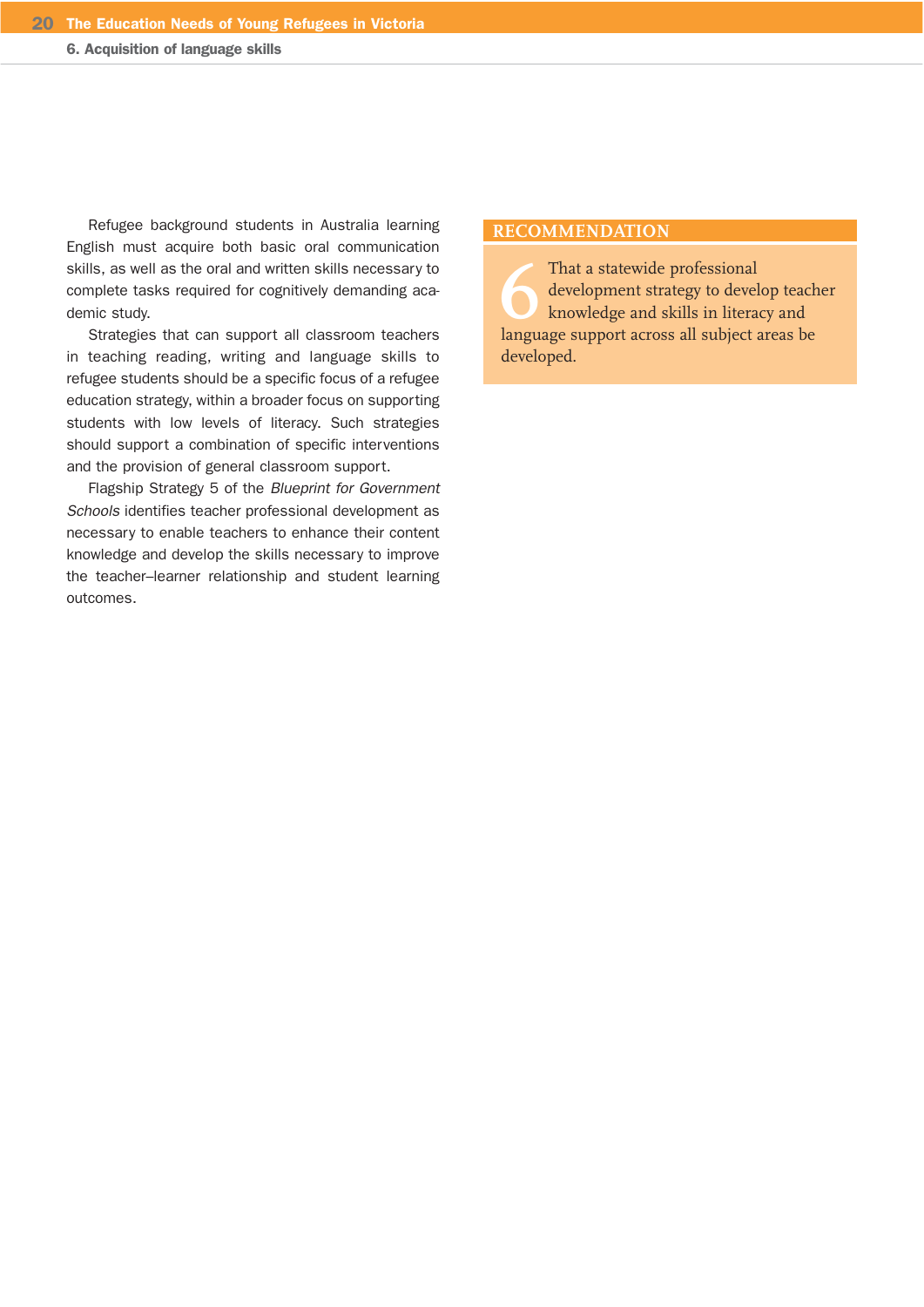Refugee background students in Australia learning English must acquire both basic oral communication skills, as well as the oral and written skills necessary to complete tasks required for cognitively demanding academic study.

Strategies that can support all classroom teachers in teaching reading, writing and language skills to refugee students should be a specific focus of a refugee education strategy, within a broader focus on supporting students with low levels of literacy. Such strategies should support a combination of specific interventions and the provision of general classroom support.

Flagship Strategy 5 of the *Blueprint for Government Schools* identifies teacher professional development as necessary to enable teachers to enhance their content knowledge and develop the skills necessary to improve the teacher–learner relationship and student learning outcomes.

**RECOMMENDATION**

**6** That a statewide professional development strategy to develop teacher knowledge and skills in literacy and language support across all subject areas be developed.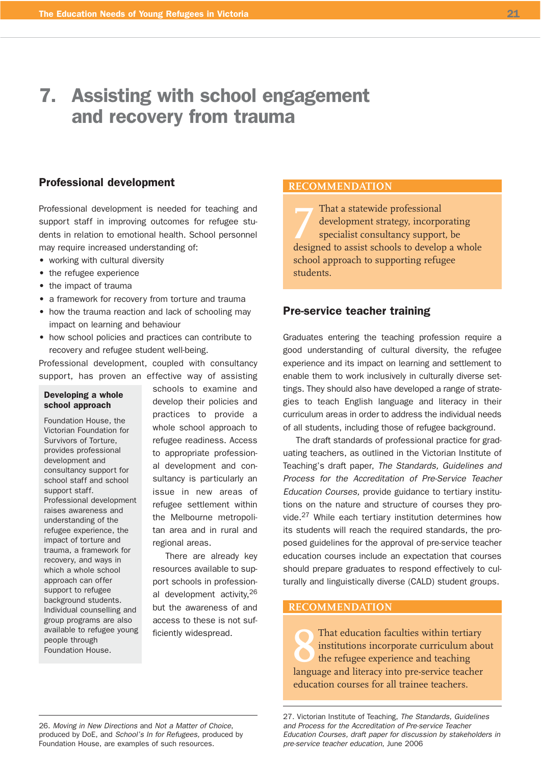# 7. Assisting with school engagement and recovery from trauma

## Professional development

Professional development is needed for teaching and support staff in improving outcomes for refugee students in relation to emotional health. School personnel may require increased understanding of:

- working with cultural diversity
- the refugee experience
- the impact of trauma
- a framework for recovery from torture and trauma
- how the trauma reaction and lack of schooling may impact on learning and behaviour
- how school policies and practices can contribute to recovery and refugee student well-being.

Professional development, coupled with consultancy support, has proven an effective way of assisting schools to examine and develop their policies and practices to provide a whole school approach to refugee readiness. Access to appropriate professional development and consultancy is particularly an issue in new areas of refugee settlement within the Melbourne metropolitan area and in rural and regional areas.

There are already key resources available to support schools in professional development activity,[26] but the awareness of and access to these is not sufficiently widespread.

**Developing a whole school approach**

Foundation House, the Victorian Foundation for Survivors of Torture, provides professional development and consultancy support for school staff and school support staff. Professional development raises awareness and understanding of the refugee experience, the impact of torture and trauma, a framework for recovery, and ways in which a whole school approach can offer support to refugee background students. Individual counselling and group programs are also available to refugee young people through Foundation House.

**RECOMMENDATION**

**7** That a statewide professional development strategy, incorporating specialist consultancy support, be designed to assist schools to develop a whole school approach to supporting refugee students.

## Pre-service teacher training

Graduates entering the teaching profession require a good understanding of cultural diversity, the refugee experience and its impact on learning and settlement to enable them to work inclusively in culturally diverse settings. They should also have developed a range of strategies to teach English language and literacy in their curriculum areas in order to address the individual needs of all students, including those of refugee background.

The draft standards of professional practice for graduating teachers, as outlined in the Victorian Institute of Teaching's draft paper, *The Standards, Guidelines and Process for the Accreditation of Pre-Service Teacher Education Courses,* provide guidance to tertiary institutions on the nature and structure of courses they provide.[27] While each tertiary institution determines how its students will reach the required standards, the proposed guidelines for the approval of pre-service teacher education courses include an expectation that courses should prepare graduates to respond effectively to culturally and linguistically diverse (CALD) student groups.

**RECOMMENDATION**

**8** That education faculties within tertiary institutions incorporate curriculum about the refugee experience and teaching language and literacy into pre-service teacher education courses for all trainee teachers.

---

26. *Moving in New Directions* and *Not a Matter of Choice*, produced by DoE, and *School's In for Refugees,* produced by Foundation House, are examples of such resources.

27. Victorian Institute of Teaching, *The Standards, Guidelines and Process for the Accreditation of Pre-service Teacher Education Courses, draft paper for discussion by stakeholders in pre-service teacher education,* June 2006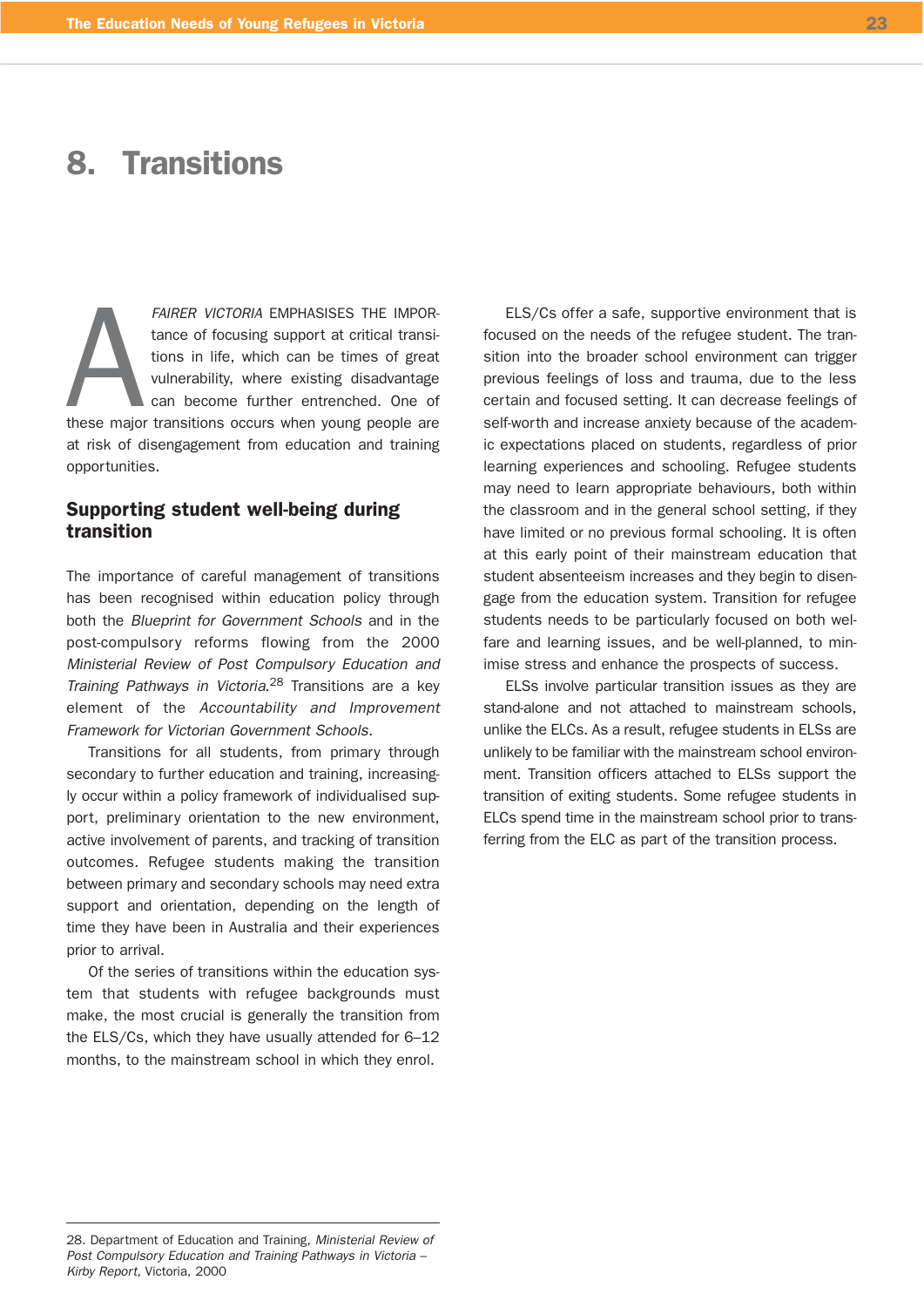# 8. Transitions

A *FAIRER VICTORIA* EMPHASISES THE IMPORtance of focusing support at critical transitions in life, which can be times of great vulnerability, where existing disadvantage can become further entrenched. One of these major transitions occurs when young people are at risk of disengagement from education and training opportunities.

## Supporting student well-being during transition

The importance of careful management of transitions has been recognised within education policy through both the *Blueprint for Government Schools* and in the post-compulsory reforms flowing from the 2000 *Ministerial Review of Post Compulsory Education and Training Pathways in Victoria*.[28] Transitions are a key element of the *Accountability and Improvement Framework for Victorian Government Schools*.

Transitions for all students, from primary through secondary to further education and training, increasingly occur within a policy framework of individualised support, preliminary orientation to the new environment, active involvement of parents, and tracking of transition outcomes. Refugee students making the transition between primary and secondary schools may need extra support and orientation, depending on the length of time they have been in Australia and their experiences prior to arrival.

Of the series of transitions within the education system that students with refugee backgrounds must make, the most crucial is generally the transition from the ELS/Cs, which they have usually attended for 6–12 months, to the mainstream school in which they enrol.

ELS/Cs offer a safe, supportive environment that is focused on the needs of the refugee student. The transition into the broader school environment can trigger previous feelings of loss and trauma, due to the less certain and focused setting. It can decrease feelings of self-worth and increase anxiety because of the academic expectations placed on students, regardless of prior learning experiences and schooling. Refugee students may need to learn appropriate behaviours, both within the classroom and in the general school setting, if they have limited or no previous formal schooling. It is often at this early point of their mainstream education that student absenteeism increases and they begin to disengage from the education system. Transition for refugee students needs to be particularly focused on both welfare and learning issues, and be well-planned, to minimise stress and enhance the prospects of success.

ELSs involve particular transition issues as they are stand-alone and not attached to mainstream schools, unlike the ELCs. As a result, refugee students in ELSs are unlikely to be familiar with the mainstream school environment. Transition officers attached to ELSs support the transition of exiting students. Some refugee students in ELCs spend time in the mainstream school prior to transferring from the ELC as part of the transition process.

---

28. Department of Education and Training, *Ministerial Review of Post Compulsory Education and Training Pathways in Victoria – Kirby Report*, Victoria, 2000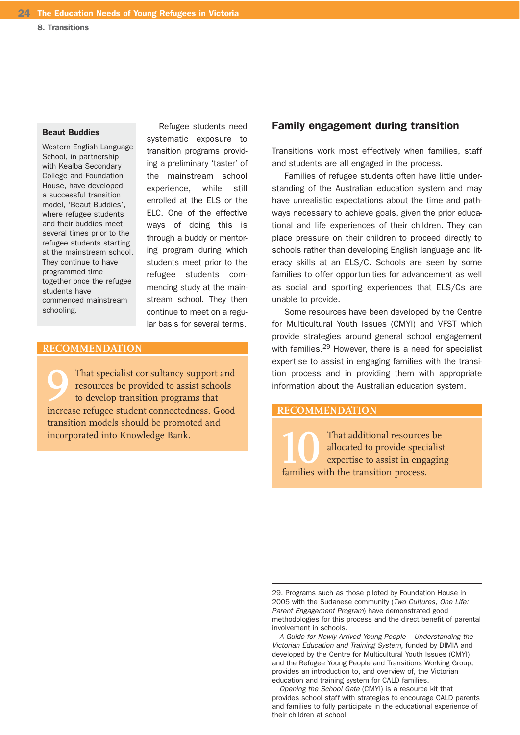**Beaut Buddies**

Western English Language School, in partnership with Kealba Secondary College and Foundation House, have developed a successful transition model, 'Beaut Buddies', where refugee students and their buddies meet several times prior to the refugee students starting at the mainstream school. They continue to have programmed time together once the refugee students have commenced mainstream schooling.

Refugee students need systematic exposure to transition programs providing a preliminary 'taster' of the mainstream school experience, while still enrolled at the ELS or the ELC. One of the effective ways of doing this is through a buddy or mentoring program during which students meet prior to the refugee students commencing study at the mainstream school. They then continue to meet on a regular basis for several terms.

**RECOMMENDATION**

**9** That specialist consultancy support and resources be provided to assist schools to develop transition programs that increase refugee student connectedness. Good transition models should be promoted and incorporated into Knowledge Bank.

## Family engagement during transition

Transitions work most effectively when families, staff and students are all engaged in the process.

Families of refugee students often have little understanding of the Australian education system and may have unrealistic expectations about the time and pathways necessary to achieve goals, given the prior educational and life experiences of their children. They can place pressure on their children to proceed directly to schools rather than developing English language and literacy skills at an ELS/C. Schools are seen by some families to offer opportunities for advancement as well as social and sporting experiences that ELS/Cs are unable to provide.

Some resources have been developed by the Centre for Multicultural Youth Issues (CMYI) and VFST which provide strategies around general school engagement with families.[29] However, there is a need for specialist expertise to assist in engaging families with the transition process and in providing them with appropriate information about the Australian education system.

**RECOMMENDATION**

**10** That additional resources be allocated to provide specialist expertise to assist in engaging families with the transition process.

29. Programs such as those piloted by Foundation House in 2005 with the Sudanese community (*Two Cultures, One Life: Parent Engagement Program*) have demonstrated good methodologies for this process and the direct benefit of parental involvement in schools.

*A Guide for Newly Arrived Young People – Understanding the Victorian Education and Training System,* funded by DIMIA and developed by the Centre for Multicultural Youth Issues (CMYI) and the Refugee Young People and Transitions Working Group, provides an introduction to, and overview of, the Victorian education and training system for CALD families.

*Opening the School Gate* (CMYI) is a resource kit that provides school staff with strategies to encourage CALD parents and families to fully participate in the educational experience of their children at school.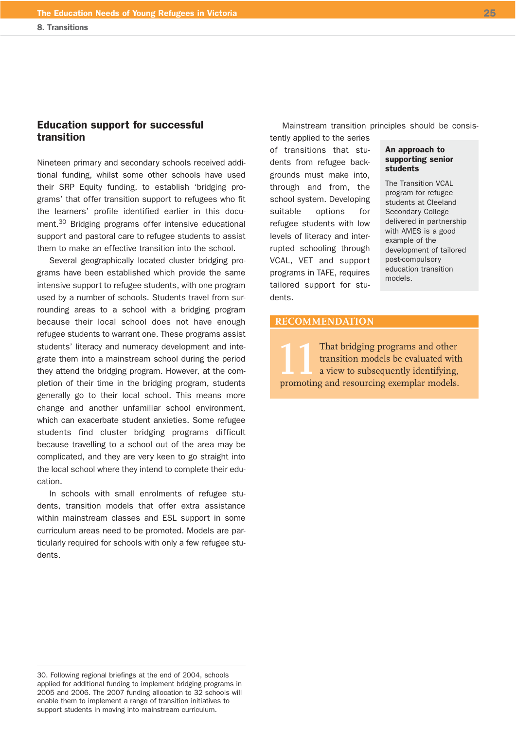## Education support for successful transition

Nineteen primary and secondary schools received additional funding, whilst some other schools have used their SRP Equity funding, to establish 'bridging programs' that offer transition support to refugees who fit the learners' profile identified earlier in this document.[30] Bridging programs offer intensive educational support and pastoral care to refugee students to assist them to make an effective transition into the school.

Several geographically located cluster bridging programs have been established which provide the same intensive support to refugee students, with one program used by a number of schools. Students travel from surrounding areas to a school with a bridging program because their local school does not have enough refugee students to warrant one. These programs assist students' literacy and numeracy development and integrate them into a mainstream school during the period they attend the bridging program. However, at the completion of their time in the bridging program, students generally go to their local school. This means more change and another unfamiliar school environment, which can exacerbate student anxieties. Some refugee students find cluster bridging programs difficult because travelling to a school out of the area may be complicated, and they are very keen to go straight into the local school where they intend to complete their education.

In schools with small enrolments of refugee students, transition models that offer extra assistance within mainstream classes and ESL support in some curriculum areas need to be promoted. Models are particularly required for schools with only a few refugee students.

Mainstream transition principles should be consistently applied to the series of transitions that students from refugee backgrounds must make into, through and from, the school system. Developing suitable options for refugee students with low levels of literacy and interrupted schooling through VCAL, VET and support programs in TAFE, requires tailored support for students.

**An approach to supporting senior students**

The Transition VCAL program for refugee students at Cleeland Secondary College delivered in partnership with AMES is a good example of the development of tailored post-compulsory education transition models.

**RECOMMENDATION**

**11** That bridging programs and other transition models be evaluated with a view to subsequently identifying, promoting and resourcing exemplar models.

---

30. Following regional briefings at the end of 2004, schools applied for additional funding to implement bridging programs in 2005 and 2006. The 2007 funding allocation to 32 schools will enable them to implement a range of transition initiatives to support students in moving into mainstream curriculum.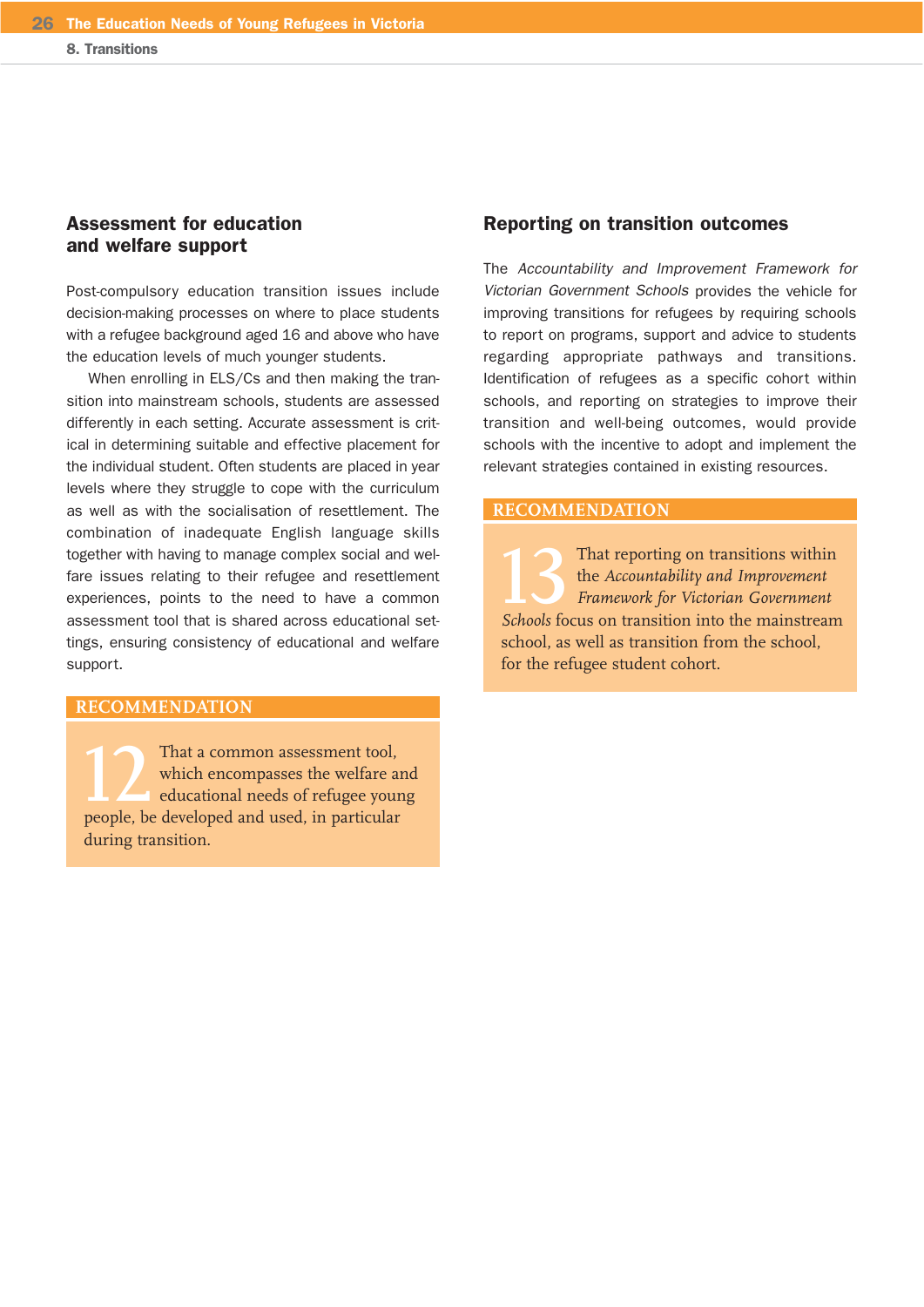### Assessment for education and welfare support

Post-compulsory education transition issues include decision-making processes on where to place students with a refugee background aged 16 and above who have the education levels of much younger students.

When enrolling in ELS/Cs and then making the transition into mainstream schools, students are assessed differently in each setting. Accurate assessment is critical in determining suitable and effective placement for the individual student. Often students are placed in year levels where they struggle to cope with the curriculum as well as with the socialisation of resettlement. The combination of inadequate English language skills together with having to manage complex social and welfare issues relating to their refugee and resettlement experiences, points to the need to have a common assessment tool that is shared across educational settings, ensuring consistency of educational and welfare support.

**RECOMMENDATION**

**12** That a common assessment tool, which encompasses the welfare and educational needs of refugee young people, be developed and used, in particular during transition.

### Reporting on transition outcomes

The *Accountability and Improvement Framework for Victorian Government Schools* provides the vehicle for improving transitions for refugees by requiring schools to report on programs, support and advice to students regarding appropriate pathways and transitions. Identification of refugees as a specific cohort within schools, and reporting on strategies to improve their transition and well-being outcomes, would provide schools with the incentive to adopt and implement the relevant strategies contained in existing resources.

**RECOMMENDATION**

**13** That reporting on transitions within the *Accountability and Improvement Framework for Victorian Government Schools* focus on transition into the mainstream school, as well as transition from the school, for the refugee student cohort.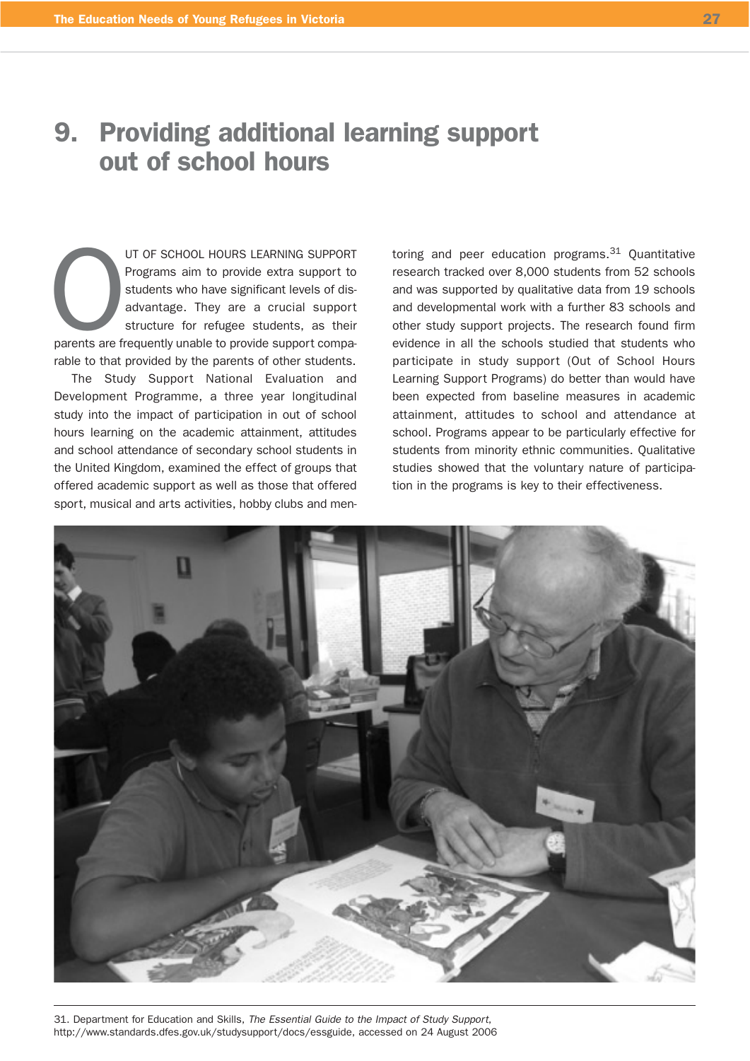# 9. Providing additional learning support out of school hours

OUT OF SCHOOL HOURS LEARNING SUPPORT Programs aim to provide extra support to students who have significant levels of disadvantage. They are a crucial support structure for refugee students, as their parents are frequently unable to provide support comparable to that provided by the parents of other students.

The Study Support National Evaluation and Development Programme, a three year longitudinal study into the impact of participation in out of school hours learning on the academic attainment, attitudes and school attendance of secondary school students in the United Kingdom, examined the effect of groups that offered academic support as well as those that offered sport, musical and arts activities, hobby clubs and mentoring and peer education programs.[31] Quantitative research tracked over 8,000 students from 52 schools and was supported by qualitative data from 19 schools and developmental work with a further 83 schools and other study support projects. The research found firm evidence in all the schools studied that students who participate in study support (Out of School Hours Learning Support Programs) do better than would have been expected from baseline measures in academic attainment, attitudes to school and attendance at school. Programs appear to be particularly effective for students from minority ethnic communities. Qualitative studies showed that the voluntary nature of participation in the programs is key to their effectiveness.

31. Department for Education and Skills, *The Essential Guide to the Impact of Study Support*, http://www.standards.dfes.gov.uk/studysupport/docs/essguide, accessed on 24 August 2006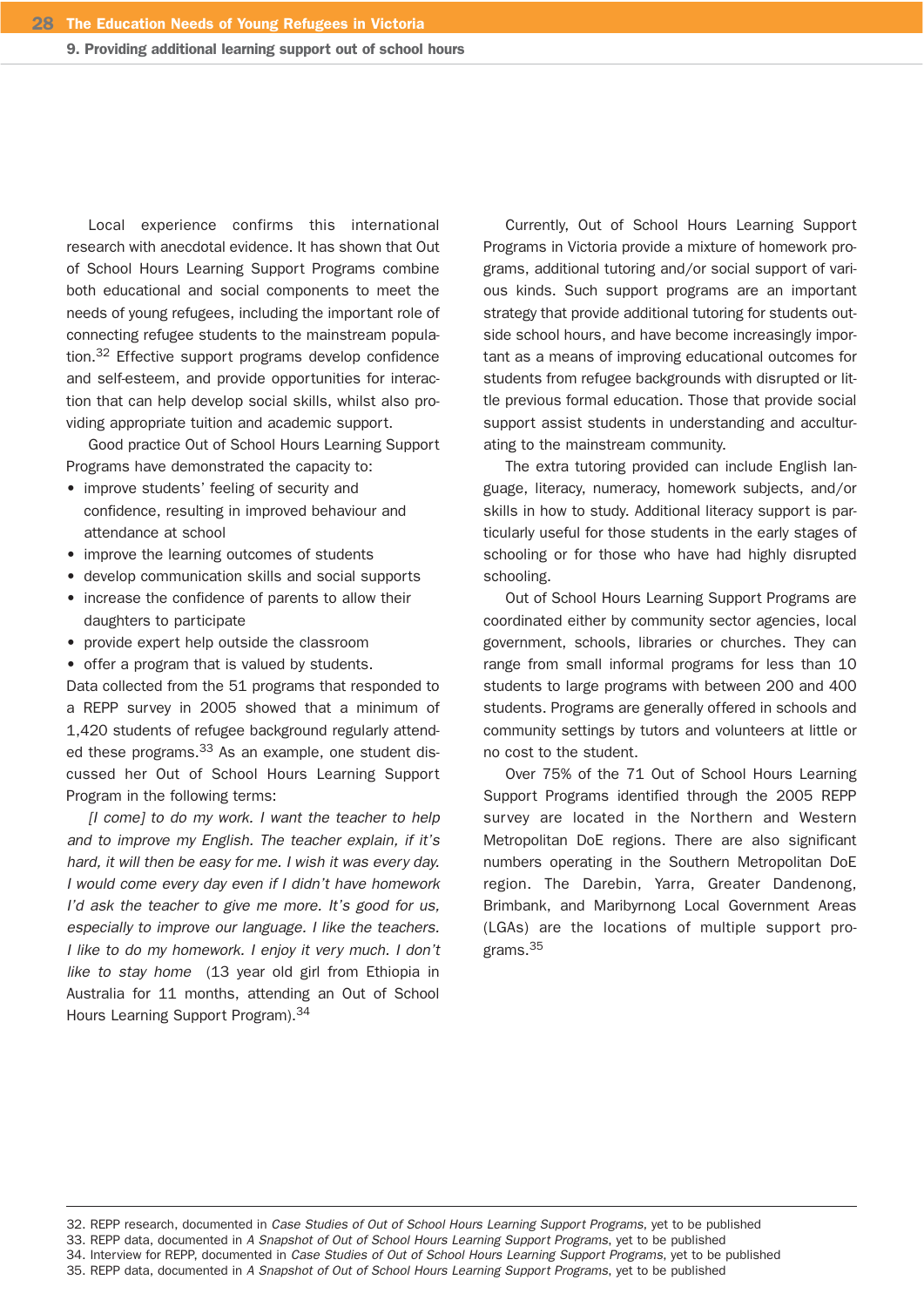Local experience confirms this international research with anecdotal evidence. It has shown that Out of School Hours Learning Support Programs combine both educational and social components to meet the needs of young refugees, including the important role of connecting refugee students to the mainstream population.[32] Effective support programs develop confidence and self-esteem, and provide opportunities for interaction that can help develop social skills, whilst also providing appropriate tuition and academic support.

Good practice Out of School Hours Learning Support Programs have demonstrated the capacity to:

- improve students' feeling of security and confidence, resulting in improved behaviour and attendance at school
- improve the learning outcomes of students
- develop communication skills and social supports
- increase the confidence of parents to allow their daughters to participate
- provide expert help outside the classroom
- offer a program that is valued by students.

Data collected from the 51 programs that responded to a REPP survey in 2005 showed that a minimum of 1,420 students of refugee background regularly attended these programs.[33] As an example, one student discussed her Out of School Hours Learning Support Program in the following terms:

*[I come] to do my work. I want the teacher to help and to improve my English. The teacher explain, if it's hard, it will then be easy for me. I wish it was every day. I would come every day even if I didn't have homework I'd ask the teacher to give me more. It's good for us, especially to improve our language. I like the teachers. I like to do my homework. I enjoy it very much. I don't like to stay home* (13 year old girl from Ethiopia in Australia for 11 months, attending an Out of School Hours Learning Support Program).[34]

Currently, Out of School Hours Learning Support Programs in Victoria provide a mixture of homework programs, additional tutoring and/or social support of various kinds. Such support programs are an important strategy that provide additional tutoring for students outside school hours, and have become increasingly important as a means of improving educational outcomes for students from refugee backgrounds with disrupted or little previous formal education. Those that provide social support assist students in understanding and acculturating to the mainstream community.

The extra tutoring provided can include English language, literacy, numeracy, homework subjects, and/or skills in how to study. Additional literacy support is particularly useful for those students in the early stages of schooling or for those who have had highly disrupted schooling.

Out of School Hours Learning Support Programs are coordinated either by community sector agencies, local government, schools, libraries or churches. They can range from small informal programs for less than 10 students to large programs with between 200 and 400 students. Programs are generally offered in schools and community settings by tutors and volunteers at little or no cost to the student.

Over 75% of the 71 Out of School Hours Learning Support Programs identified through the 2005 REPP survey are located in the Northern and Western Metropolitan DoE regions. There are also significant numbers operating in the Southern Metropolitan DoE region. The Darebin, Yarra, Greater Dandenong, Brimbank, and Maribyrnong Local Government Areas (LGAs) are the locations of multiple support programs.[35]

---

32. REPP research, documented in *Case Studies of Out of School Hours Learning Support Programs*, yet to be published
33. REPP data, documented in *A Snapshot of Out of School Hours Learning Support Programs*, yet to be published
34. Interview for REPP, documented in *Case Studies of Out of School Hours Learning Support Programs*, yet to be published
35. REPP data, documented in *A Snapshot of Out of School Hours Learning Support Programs*, yet to be published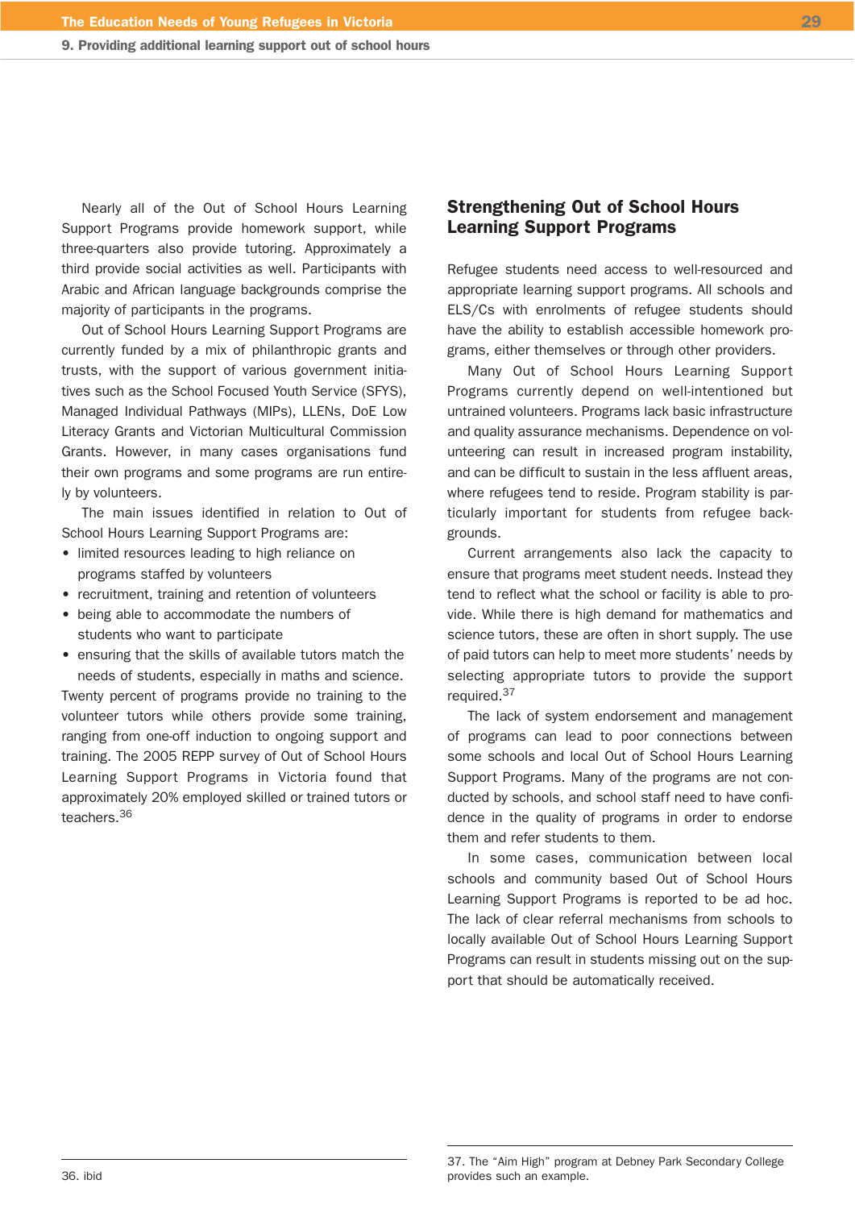Nearly all of the Out of School Hours Learning Support Programs provide homework support, while three-quarters also provide tutoring. Approximately a third provide social activities as well. Participants with Arabic and African language backgrounds comprise the majority of participants in the programs.

Out of School Hours Learning Support Programs are currently funded by a mix of philanthropic grants and trusts, with the support of various government initiatives such as the School Focused Youth Service (SFYS), Managed Individual Pathways (MIPs), LLENs, DoE Low Literacy Grants and Victorian Multicultural Commission Grants. However, in many cases organisations fund their own programs and some programs are run entirely by volunteers.

The main issues identified in relation to Out of School Hours Learning Support Programs are:

- limited resources leading to high reliance on programs staffed by volunteers
- recruitment, training and retention of volunteers
- being able to accommodate the numbers of students who want to participate
- ensuring that the skills of available tutors match the needs of students, especially in maths and science.

Twenty percent of programs provide no training to the volunteer tutors while others provide some training, ranging from one-off induction to ongoing support and training. The 2005 REPP survey of Out of School Hours Learning Support Programs in Victoria found that approximately 20% employed skilled or trained tutors or teachers.[36]

## Strengthening Out of School Hours Learning Support Programs

Refugee students need access to well-resourced and appropriate learning support programs. All schools and ELS/Cs with enrolments of refugee students should have the ability to establish accessible homework programs, either themselves or through other providers.

Many Out of School Hours Learning Support Programs currently depend on well-intentioned but untrained volunteers. Programs lack basic infrastructure and quality assurance mechanisms. Dependence on volunteering can result in increased program instability, and can be difficult to sustain in the less affluent areas, where refugees tend to reside. Program stability is particularly important for students from refugee backgrounds.

Current arrangements also lack the capacity to ensure that programs meet student needs. Instead they tend to reflect what the school or facility is able to provide. While there is high demand for mathematics and science tutors, these are often in short supply. The use of paid tutors can help to meet more students' needs by selecting appropriate tutors to provide the support required.[37]

The lack of system endorsement and management of programs can lead to poor connections between some schools and local Out of School Hours Learning Support Programs. Many of the programs are not conducted by schools, and school staff need to have confidence in the quality of programs in order to endorse them and refer students to them.

In some cases, communication between local schools and community based Out of School Hours Learning Support Programs is reported to be ad hoc. The lack of clear referral mechanisms from schools to locally available Out of School Hours Learning Support Programs can result in students missing out on the support that should be automatically received.

36. ibid

37. The "Aim High" program at Debney Park Secondary College provides such an example.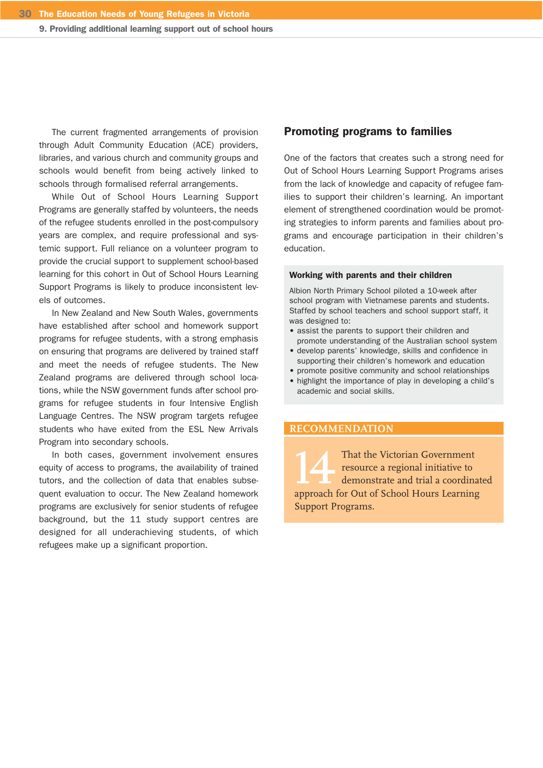The current fragmented arrangements of provision through Adult Community Education (ACE) providers, libraries, and various church and community groups and schools would benefit from being actively linked to schools through formalised referral arrangements.

While Out of School Hours Learning Support Programs are generally staffed by volunteers, the needs of the refugee students enrolled in the post-compulsory years are complex, and require professional and systemic support. Full reliance on a volunteer program to provide the crucial support to supplement school-based learning for this cohort in Out of School Hours Learning Support Programs is likely to produce inconsistent levels of outcomes.

In New Zealand and New South Wales, governments have established after school and homework support programs for refugee students, with a strong emphasis on ensuring that programs are delivered by trained staff and meet the needs of refugee students. The New Zealand programs are delivered through school locations, while the NSW government funds after school programs for refugee students in four Intensive English Language Centres. The NSW program targets refugee students who have exited from the ESL New Arrivals Program into secondary schools.

In both cases, government involvement ensures equity of access to programs, the availability of trained tutors, and the collection of data that enables subsequent evaluation to occur. The New Zealand homework programs are exclusively for senior students of refugee background, but the 11 study support centres are designed for all underachieving students, of which refugees make up a significant proportion.

## Promoting programs to families

One of the factors that creates such a strong need for Out of School Hours Learning Support Programs arises from the lack of knowledge and capacity of refugee families to support their children's learning. An important element of strengthened coordination would be promoting strategies to inform parents and families about programs and encourage participation in their children's education.

### Working with parents and their children

Albion North Primary School piloted a 10-week after school program with Vietnamese parents and students. Staffed by school teachers and school support staff, it was designed to:

- assist the parents to support their children and promote understanding of the Australian school system
- develop parents' knowledge, skills and confidence in supporting their children's homework and education
- promote positive community and school relationships
- highlight the importance of play in developing a child's academic and social skills.

### RECOMMENDATION

**14** That the Victorian Government resource a regional initiative to demonstrate and trial a coordinated approach for Out of School Hours Learning Support Programs.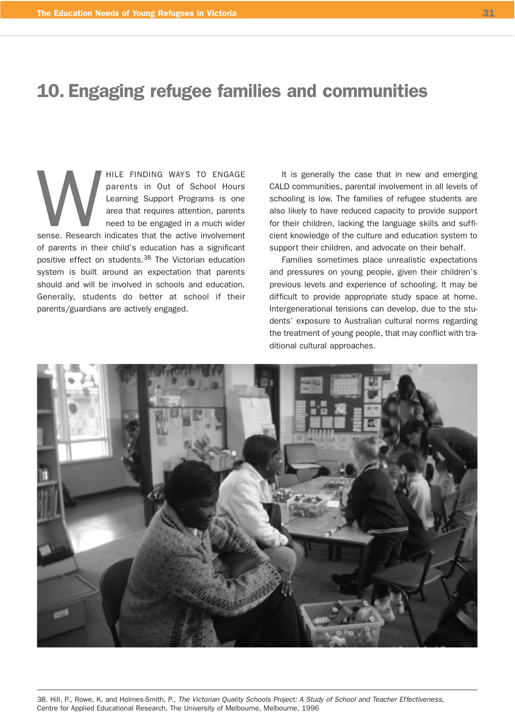# 10. Engaging refugee families and communities

While finding ways to engage parents in Out of School Hours Learning Support Programs is one area that requires attention, parents need to be engaged in a much wider sense. Research indicates that the active involvement of parents in their child's education has a significant positive effect on students.[38] The Victorian education system is built around an expectation that parents should and will be involved in schools and education. Generally, students do better at school if their parents/guardians are actively engaged.

It is generally the case that in new and emerging CALD communities, parental involvement in all levels of schooling is low. The families of refugee students are also likely to have reduced capacity to provide support for their children, lacking the language skills and sufficient knowledge of the culture and education system to support their children, and advocate on their behalf.

Families sometimes place unrealistic expectations and pressures on young people, given their children's previous levels and experience of schooling. It may be difficult to provide appropriate study space at home. Intergenerational tensions can develop, due to the students' exposure to Australian cultural norms regarding the treatment of young people, that may conflict with traditional cultural approaches.

---

38. Hill, P., Rowe, K. and Holmes-Smith, P., *The Victorian Quality Schools Project: A Study of School and Teacher Effectiveness,* Centre for Applied Educational Research, The University of Melbourne, Melbourne, 1996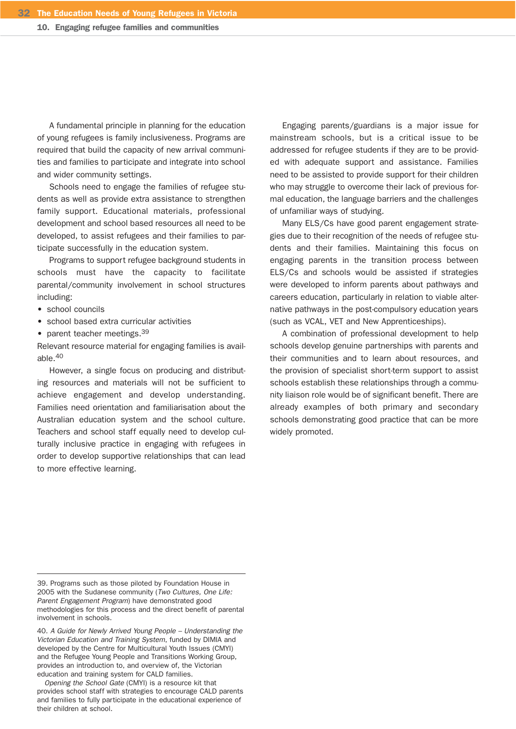A fundamental principle in planning for the education of young refugees is family inclusiveness. Programs are required that build the capacity of new arrival communities and families to participate and integrate into school and wider community settings.

Schools need to engage the families of refugee students as well as provide extra assistance to strengthen family support. Educational materials, professional development and school based resources all need to be developed, to assist refugees and their families to participate successfully in the education system.

Programs to support refugee background students in schools must have the capacity to facilitate parental/community involvement in school structures including:

- school councils
- school based extra curricular activities
- parent teacher meetings.[39]

Relevant resource material for engaging families is available.[40]

However, a single focus on producing and distributing resources and materials will not be sufficient to achieve engagement and develop understanding. Families need orientation and familiarisation about the Australian education system and the school culture. Teachers and school staff equally need to develop culturally inclusive practice in engaging with refugees in order to develop supportive relationships that can lead to more effective learning.

Engaging parents/guardians is a major issue for mainstream schools, but is a critical issue to be addressed for refugee students if they are to be provided with adequate support and assistance. Families need to be assisted to provide support for their children who may struggle to overcome their lack of previous formal education, the language barriers and the challenges of unfamiliar ways of studying.

Many ELS/Cs have good parent engagement strategies due to their recognition of the needs of refugee students and their families. Maintaining this focus on engaging parents in the transition process between ELS/Cs and schools would be assisted if strategies were developed to inform parents about pathways and careers education, particularly in relation to viable alternative pathways in the post-compulsory education years (such as VCAL, VET and New Apprenticeships).

A combination of professional development to help schools develop genuine partnerships with parents and their communities and to learn about resources, and the provision of specialist short-term support to assist schools establish these relationships through a community liaison role would be of significant benefit. There are already examples of both primary and secondary schools demonstrating good practice that can be more widely promoted.

---

39. Programs such as those piloted by Foundation House in 2005 with the Sudanese community (*Two Cultures, One Life: Parent Engagement Program*) have demonstrated good methodologies for this process and the direct benefit of parental involvement in schools.

40. *A Guide for Newly Arrived Young People – Understanding the Victorian Education and Training System*, funded by DIMIA and developed by the Centre for Multicultural Youth Issues (CMYI) and the Refugee Young People and Transitions Working Group, provides an introduction to, and overview of, the Victorian education and training system for CALD families.

*Opening the School Gate* (CMYI) is a resource kit that provides school staff with strategies to encourage CALD parents and families to fully participate in the educational experience of their children at school.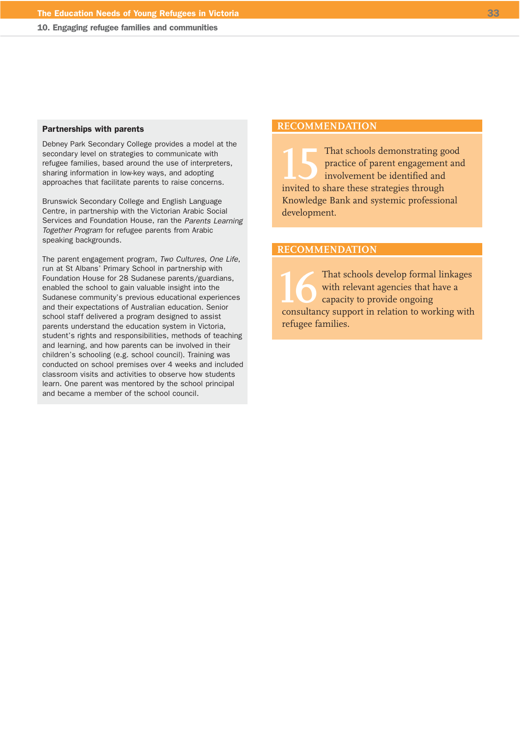### Partnerships with parents

Debney Park Secondary College provides a model at the secondary level on strategies to communicate with refugee families, based around the use of interpreters, sharing information in low-key ways, and adopting approaches that facilitate parents to raise concerns.

Brunswick Secondary College and English Language Centre, in partnership with the Victorian Arabic Social Services and Foundation House, ran the *Parents Learning Together Program* for refugee parents from Arabic speaking backgrounds.

The parent engagement program, *Two Cultures, One Life*, run at St Albans' Primary School in partnership with Foundation House for 28 Sudanese parents/guardians, enabled the school to gain valuable insight into the Sudanese community's previous educational experiences and their expectations of Australian education. Senior school staff delivered a program designed to assist parents understand the education system in Victoria, student's rights and responsibilities, methods of teaching and learning, and how parents can be involved in their children's schooling (e.g. school council). Training was conducted on school premises over 4 weeks and included classroom visits and activities to observe how students learn. One parent was mentored by the school principal and became a member of the school council.

## RECOMMENDATION

**15** That schools demonstrating good practice of parent engagement and involvement be identified and invited to share these strategies through Knowledge Bank and systemic professional development.

## RECOMMENDATION

**16** That schools develop formal linkages with relevant agencies that have a capacity to provide ongoing consultancy support in relation to working with refugee families.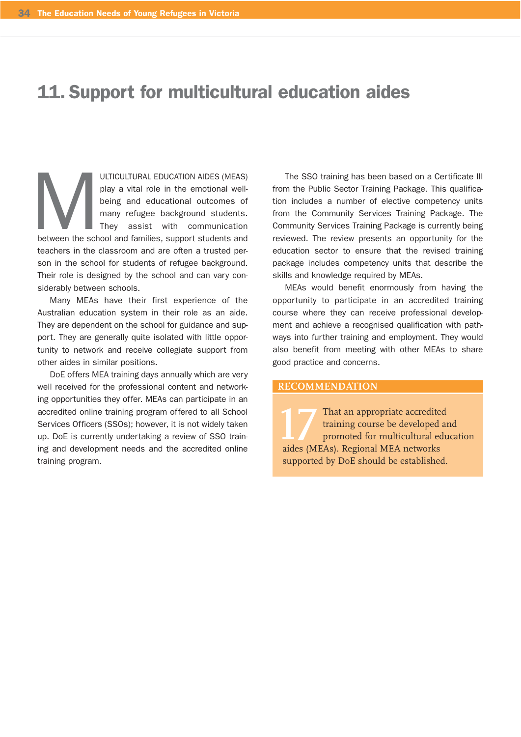# 11. Support for multicultural education aides

MULTICULTURAL EDUCATION AIDES (MEAS) play a vital role in the emotional well-being and educational outcomes of many refugee background students. They assist with communication between the school and families, support students and teachers in the classroom and are often a trusted person in the school for students of refugee background. Their role is designed by the school and can vary considerably between schools.

Many MEAs have their first experience of the Australian education system in their role as an aide. They are dependent on the school for guidance and support. They are generally quite isolated with little opportunity to network and receive collegiate support from other aides in similar positions.

DoE offers MEA training days annually which are very well received for the professional content and networking opportunities they offer. MEAs can participate in an accredited online training program offered to all School Services Officers (SSOs); however, it is not widely taken up. DoE is currently undertaking a review of SSO training and development needs and the accredited online training program.

The SSO training has been based on a Certificate III from the Public Sector Training Package. This qualification includes a number of elective competency units from the Community Services Training Package. The Community Services Training Package is currently being reviewed. The review presents an opportunity for the education sector to ensure that the revised training package includes competency units that describe the skills and knowledge required by MEAs.

MEAs would benefit enormously from having the opportunity to participate in an accredited training course where they can receive professional development and achieve a recognised qualification with pathways into further training and employment. They would also benefit from meeting with other MEAs to share good practice and concerns.

**RECOMMENDATION**

**17** That an appropriate accredited training course be developed and promoted for multicultural education aides (MEAs). Regional MEA networks supported by DoE should be established.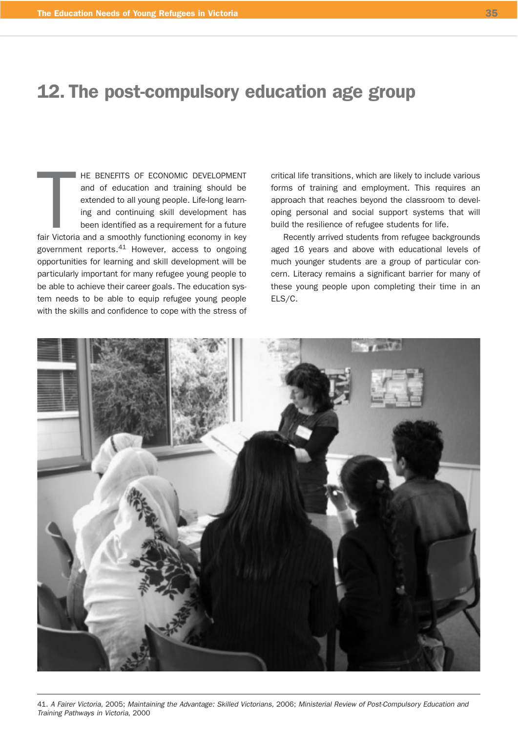# 12. The post-compulsory education age group

THE BENEFITS OF ECONOMIC DEVELOPMENT and of education and training should be extended to all young people. Life-long learning and continuing skill development has been identified as a requirement for a future fair Victoria and a smoothly functioning economy in key government reports.[41] However, access to ongoing opportunities for learning and skill development will be particularly important for many refugee young people to be able to achieve their career goals. The education system needs to be able to equip refugee young people with the skills and confidence to cope with the stress of critical life transitions, which are likely to include various forms of training and employment. This requires an approach that reaches beyond the classroom to developing personal and social support systems that will build the resilience of refugee students for life.

Recently arrived students from refugee backgrounds aged 16 years and above with educational levels of much younger students are a group of particular concern. Literacy remains a significant barrier for many of these young people upon completing their time in an ELS/C.

41. *A Fairer Victoria*, 2005; *Maintaining the Advantage: Skilled Victorians*, 2006; *Ministerial Review of Post-Compulsory Education and Training Pathways in Victoria*, 2000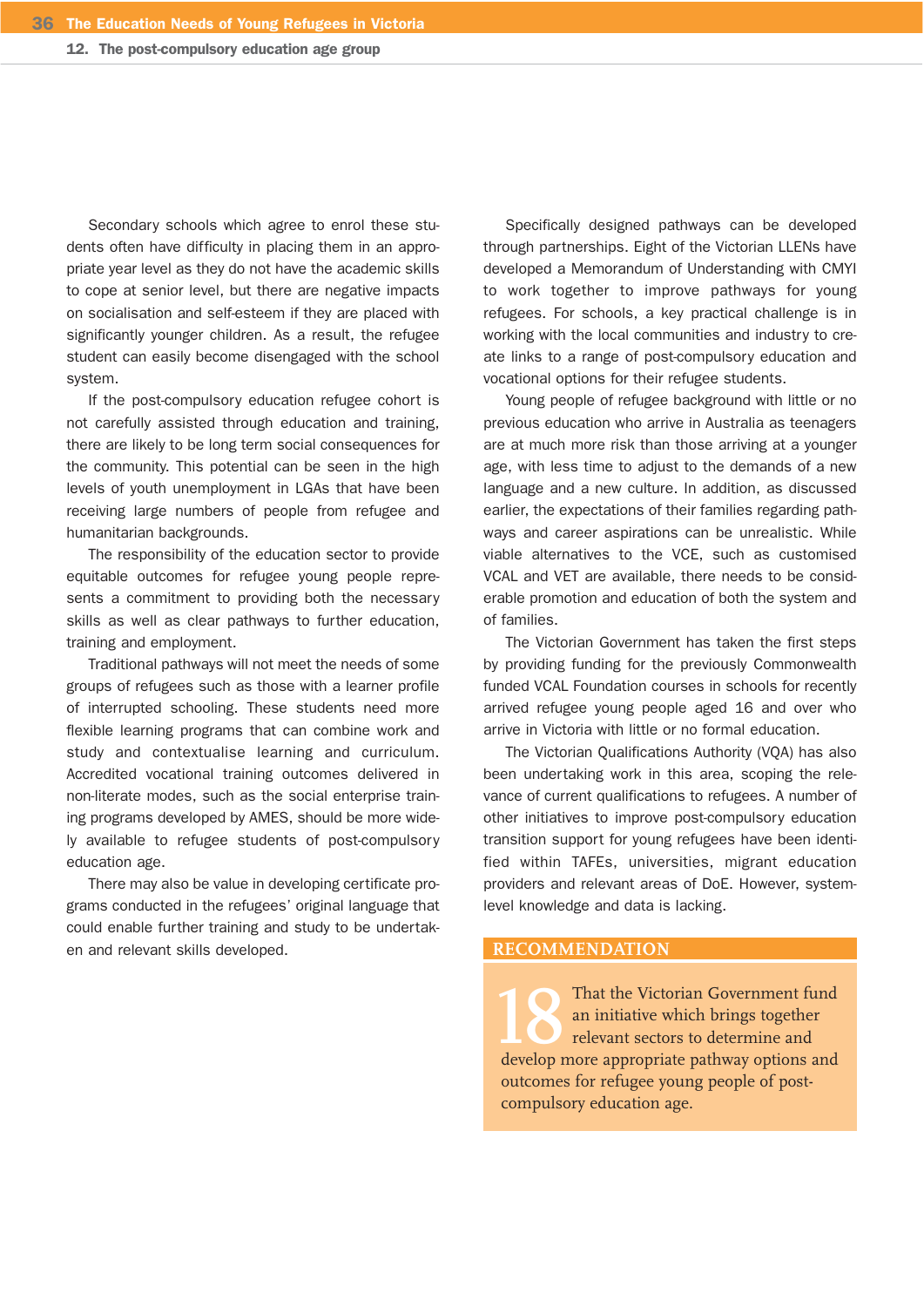Secondary schools which agree to enrol these students often have difficulty in placing them in an appropriate year level as they do not have the academic skills to cope at senior level, but there are negative impacts on socialisation and self-esteem if they are placed with significantly younger children. As a result, the refugee student can easily become disengaged with the school system.

If the post-compulsory education refugee cohort is not carefully assisted through education and training, there are likely to be long term social consequences for the community. This potential can be seen in the high levels of youth unemployment in LGAs that have been receiving large numbers of people from refugee and humanitarian backgrounds.

The responsibility of the education sector to provide equitable outcomes for refugee young people represents a commitment to providing both the necessary skills as well as clear pathways to further education, training and employment.

Traditional pathways will not meet the needs of some groups of refugees such as those with a learner profile of interrupted schooling. These students need more flexible learning programs that can combine work and study and contextualise learning and curriculum. Accredited vocational training outcomes delivered in non-literate modes, such as the social enterprise training programs developed by AMES, should be more widely available to refugee students of post-compulsory education age.

There may also be value in developing certificate programs conducted in the refugees' original language that could enable further training and study to be undertaken and relevant skills developed.

Specifically designed pathways can be developed through partnerships. Eight of the Victorian LLENs have developed a Memorandum of Understanding with CMYI to work together to improve pathways for young refugees. For schools, a key practical challenge is in working with the local communities and industry to create links to a range of post-compulsory education and vocational options for their refugee students.

Young people of refugee background with little or no previous education who arrive in Australia as teenagers are at much more risk than those arriving at a younger age, with less time to adjust to the demands of a new language and a new culture. In addition, as discussed earlier, the expectations of their families regarding pathways and career aspirations can be unrealistic. While viable alternatives to the VCE, such as customised VCAL and VET are available, there needs to be considerable promotion and education of both the system and of families.

The Victorian Government has taken the first steps by providing funding for the previously Commonwealth funded VCAL Foundation courses in schools for recently arrived refugee young people aged 16 and over who arrive in Victoria with little or no formal education.

The Victorian Qualifications Authority (VQA) has also been undertaking work in this area, scoping the relevance of current qualifications to refugees. A number of other initiatives to improve post-compulsory education transition support for young refugees have been identified within TAFEs, universities, migrant education providers and relevant areas of DoE. However, system-level knowledge and data is lacking.

## RECOMMENDATION

**18** That the Victorian Government fund an initiative which brings together relevant sectors to determine and develop more appropriate pathway options and outcomes for refugee young people of post-compulsory education age.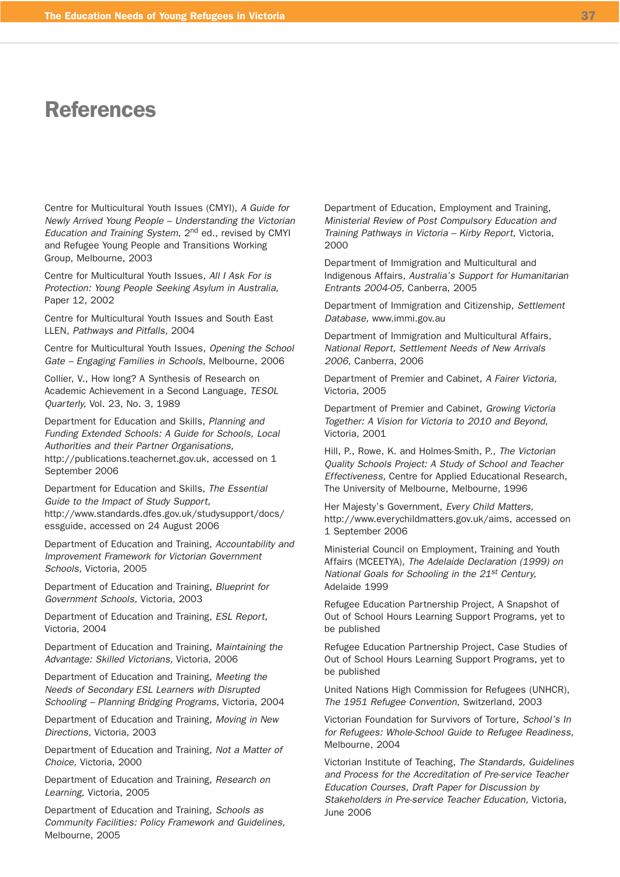# References

Centre for Multicultural Youth Issues (CMYI), *A Guide for Newly Arrived Young People – Understanding the Victorian Education and Training System,* 2nd ed., revised by CMYI and Refugee Young People and Transitions Working Group, Melbourne, 2003

Centre for Multicultural Youth Issues, *All I Ask For is Protection: Young People Seeking Asylum in Australia,* Paper 12, 2002

Centre for Multicultural Youth Issues and South East LLEN, *Pathways and Pitfalls,* 2004

Centre for Multicultural Youth Issues, *Opening the School Gate – Engaging Families in Schools,* Melbourne, 2006

Collier, V., How long? A Synthesis of Research on Academic Achievement in a Second Language, *TESOL Quarterly,* Vol. 23, No. 3, 1989

Department for Education and Skills, *Planning and Funding Extended Schools: A Guide for Schools, Local Authorities and their Partner Organisations,* http://publications.teachernet.gov.uk, accessed on 1 September 2006

Department for Education and Skills, *The Essential Guide to the Impact of Study Support,* http://www.standards.dfes.gov.uk/studysupport/docs/essguide, accessed on 24 August 2006

Department of Education and Training, *Accountability and Improvement Framework for Victorian Government Schools,* Victoria, 2005

Department of Education and Training, *Blueprint for Government Schools,* Victoria, 2003

Department of Education and Training, *ESL Report,* Victoria, 2004

Department of Education and Training, *Maintaining the Advantage: Skilled Victorians,* Victoria, 2006

Department of Education and Training, *Meeting the Needs of Secondary ESL Learners with Disrupted Schooling – Planning Bridging Programs,* Victoria, 2004

Department of Education and Training, *Moving in New Directions,* Victoria, 2003

Department of Education and Training, *Not a Matter of Choice,* Victoria, 2000

Department of Education and Training, *Research on Learning,* Victoria, 2005

Department of Education and Training, *Schools as Community Facilities: Policy Framework and Guidelines,* Melbourne, 2005

Department of Education, Employment and Training, *Ministerial Review of Post Compulsory Education and Training Pathways in Victoria – Kirby Report,* Victoria, 2000

Department of Immigration and Multicultural and Indigenous Affairs, *Australia's Support for Humanitarian Entrants 2004-05,* Canberra, 2005

Department of Immigration and Citizenship, *Settlement Database,* www.immi.gov.au

Department of Immigration and Multicultural Affairs, *National Report, Settlement Needs of New Arrivals 2006,* Canberra, 2006

Department of Premier and Cabinet, *A Fairer Victoria,* Victoria, 2005

Department of Premier and Cabinet, *Growing Victoria Together: A Vision for Victoria to 2010 and Beyond,* Victoria, 2001

Hill, P., Rowe, K. and Holmes-Smith, P., *The Victorian Quality Schools Project: A Study of School and Teacher Effectiveness,* Centre for Applied Educational Research, The University of Melbourne, Melbourne, 1996

Her Majesty's Government, *Every Child Matters,* http://www.everychildmatters.gov.uk/aims, accessed on 1 September 2006

Ministerial Council on Employment, Training and Youth Affairs (MCEETYA), *The Adelaide Declaration (1999) on National Goals for Schooling in the 21st Century,* Adelaide 1999

Refugee Education Partnership Project, A Snapshot of Out of School Hours Learning Support Programs, yet to be published

Refugee Education Partnership Project, Case Studies of Out of School Hours Learning Support Programs, yet to be published

United Nations High Commission for Refugees (UNHCR), *The 1951 Refugee Convention,* Switzerland, 2003

Victorian Foundation for Survivors of Torture, *School's In for Refugees: Whole-School Guide to Refugee Readiness,* Melbourne, 2004

Victorian Institute of Teaching, *The Standards, Guidelines and Process for the Accreditation of Pre-service Teacher Education Courses, Draft Paper for Discussion by Stakeholders in Pre-service Teacher Education,* Victoria, June 2006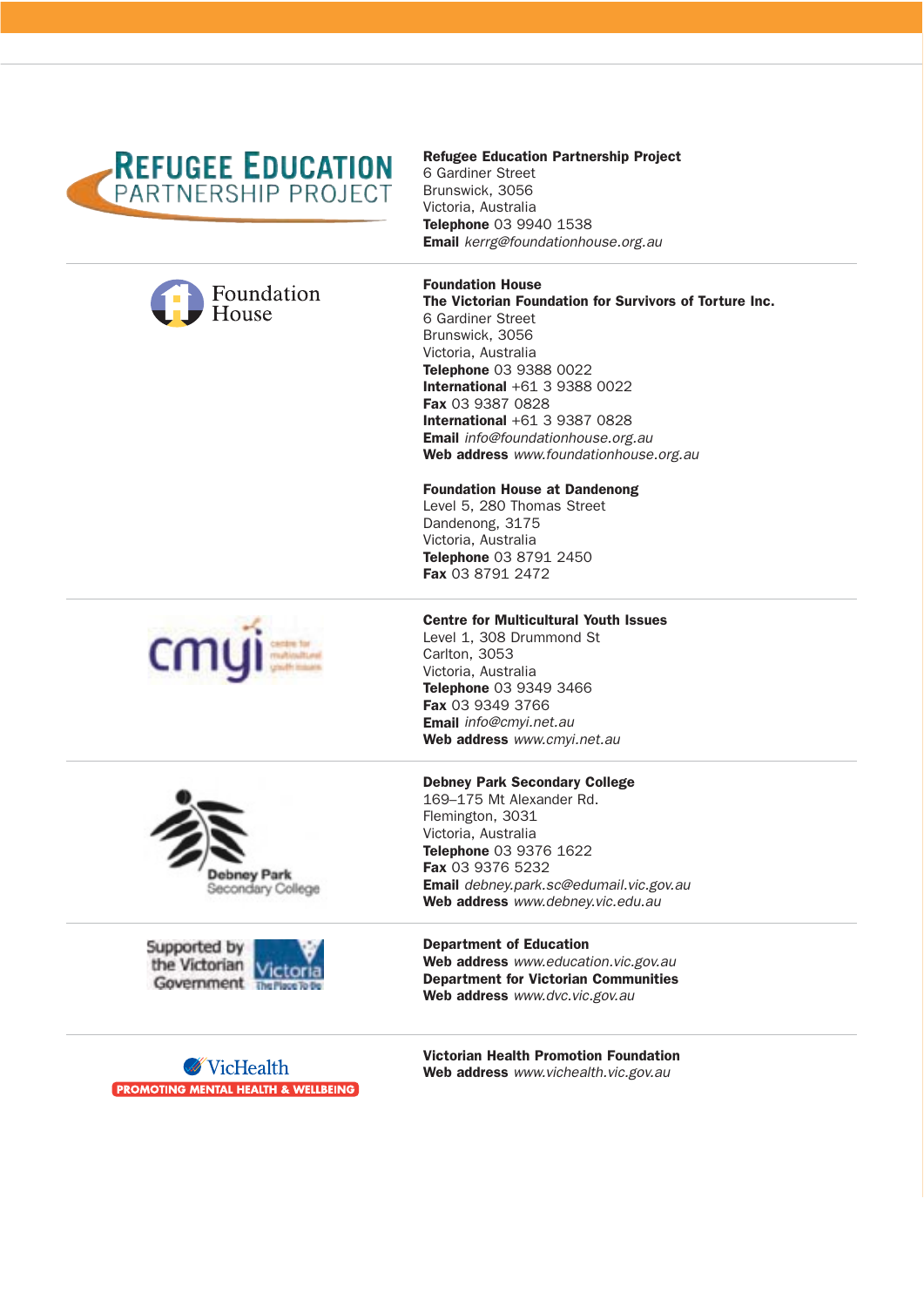**Refugee Education Partnership Project**
6 Gardiner Street
Brunswick, 3056
Victoria, Australia
**Telephone** 03 9940 1538
**Email** *kerrg@foundationhouse.org.au*

---

**Foundation House**
**The Victorian Foundation for Survivors of Torture Inc.**
6 Gardiner Street
Brunswick, 3056
Victoria, Australia
**Telephone** 03 9388 0022
**International** +61 3 9388 0022
**Fax** 03 9387 0828
**International** +61 3 9387 0828
**Email** *info@foundationhouse.org.au*
**Web address** *www.foundationhouse.org.au*

**Foundation House at Dandenong**
Level 5, 280 Thomas Street
Dandenong, 3175
Victoria, Australia
**Telephone** 03 8791 2450
**Fax** 03 8791 2472

---

**Centre for Multicultural Youth Issues**
Level 1, 308 Drummond St
Carlton, 3053
Victoria, Australia
**Telephone** 03 9349 3466
**Fax** 03 9349 3766
**Email** *info@cmyi.net.au*
**Web address** *www.cmyi.net.au*

---

**Debney Park Secondary College**
169–175 Mt Alexander Rd.
Flemington, 3031
Victoria, Australia
**Telephone** 03 9376 1622
**Fax** 03 9376 5232
**Email** *debney.park.sc@edumail.vic.gov.au*
**Web address** *www.debney.vic.edu.au*

---

Supported by the Victorian Government

**Department of Education**
**Web address** *www.education.vic.gov.au*
**Department for Victorian Communities**
**Web address** *www.dvc.vic.gov.au*

---

**Victorian Health Promotion Foundation**
**Web address** *www.vichealth.vic.gov.au*